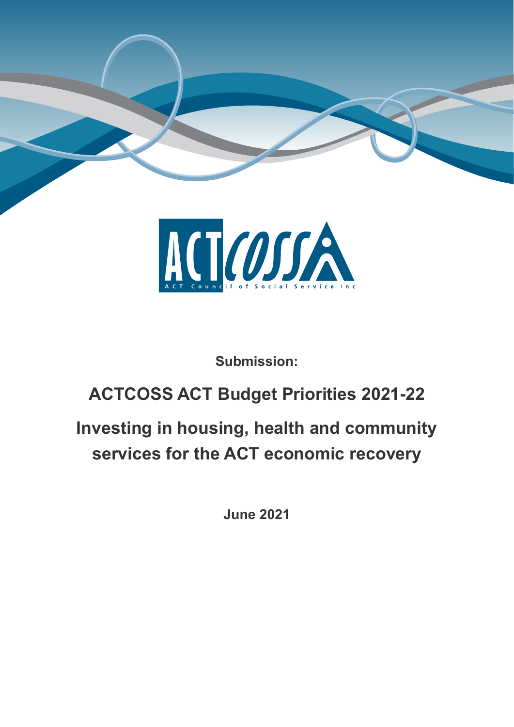ACTCOSS

ACT Council of Social Service Inc

**Submission:**

# ACTCOSS ACT Budget Priorities 2021-22

## Investing in housing, health and community services for the ACT economic recovery

**June 2021**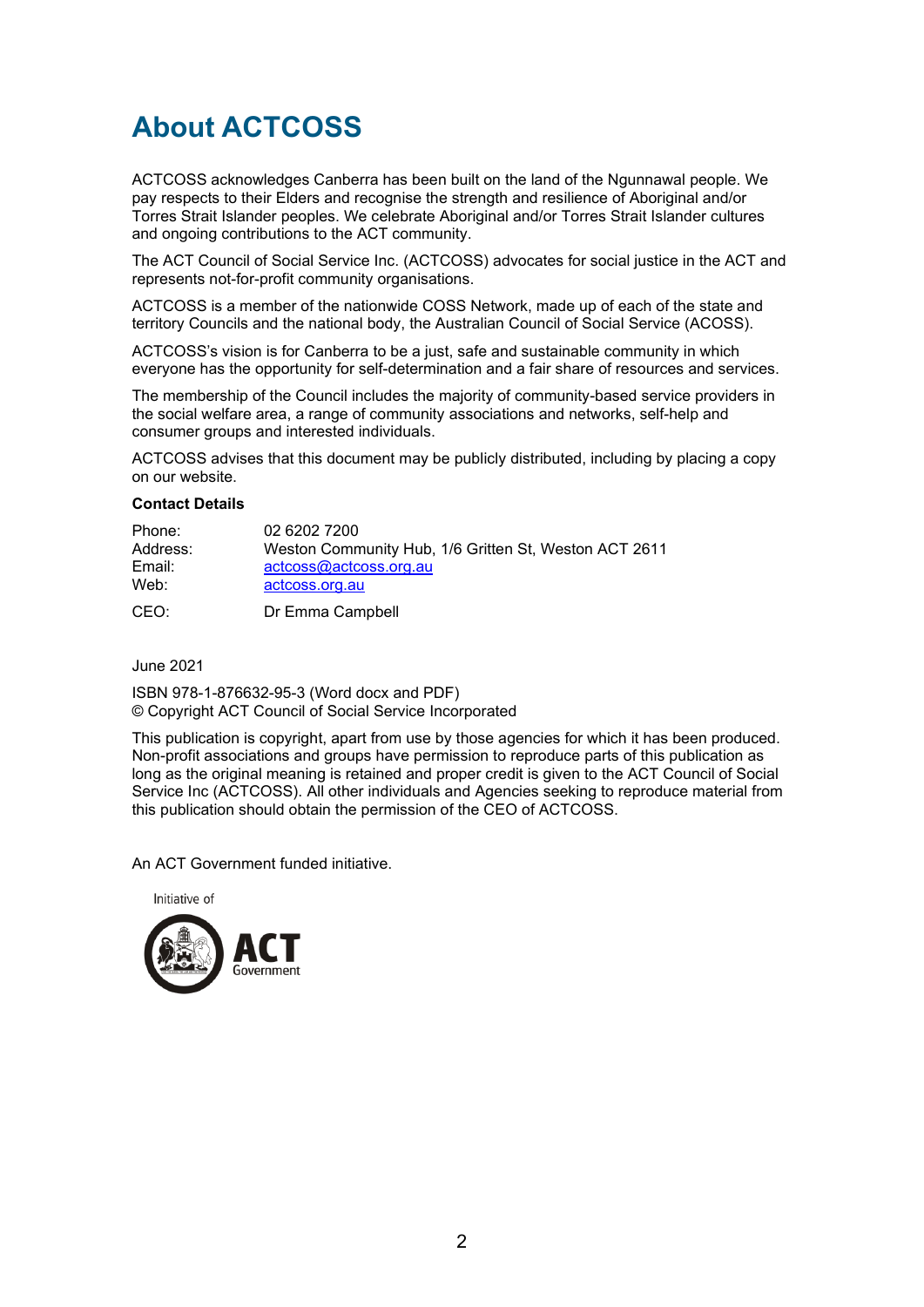# About ACTCOSS

ACTCOSS acknowledges Canberra has been built on the land of the Ngunnawal people. We pay respects to their Elders and recognise the strength and resilience of Aboriginal and/or Torres Strait Islander peoples. We celebrate Aboriginal and/or Torres Strait Islander cultures and ongoing contributions to the ACT community.

The ACT Council of Social Service Inc. (ACTCOSS) advocates for social justice in the ACT and represents not-for-profit community organisations.

ACTCOSS is a member of the nationwide COSS Network, made up of each of the state and territory Councils and the national body, the Australian Council of Social Service (ACOSS).

ACTCOSS's vision is for Canberra to be a just, safe and sustainable community in which everyone has the opportunity for self-determination and a fair share of resources and services.

The membership of the Council includes the majority of community-based service providers in the social welfare area, a range of community associations and networks, self-help and consumer groups and interested individuals.

ACTCOSS advises that this document may be publicly distributed, including by placing a copy on our website.

**Contact Details**

| | |
|---|---|
| Phone: | 02 6202 7200 |
| Address: | Weston Community Hub, 1/6 Gritten St, Weston ACT 2611 |
| Email: | actcoss@actcoss.org.au |
| Web: | actcoss.org.au |
| CEO: | Dr Emma Campbell |

June 2021

ISBN 978-1-876632-95-3 (Word docx and PDF)
© Copyright ACT Council of Social Service Incorporated

This publication is copyright, apart from use by those agencies for which it has been produced. Non-profit associations and groups have permission to reproduce parts of this publication as long as the original meaning is retained and proper credit is given to the ACT Council of Social Service Inc (ACTCOSS). All other individuals and Agencies seeking to reproduce material from this publication should obtain the permission of the CEO of ACTCOSS.

An ACT Government funded initiative.

Initiative of ACT Government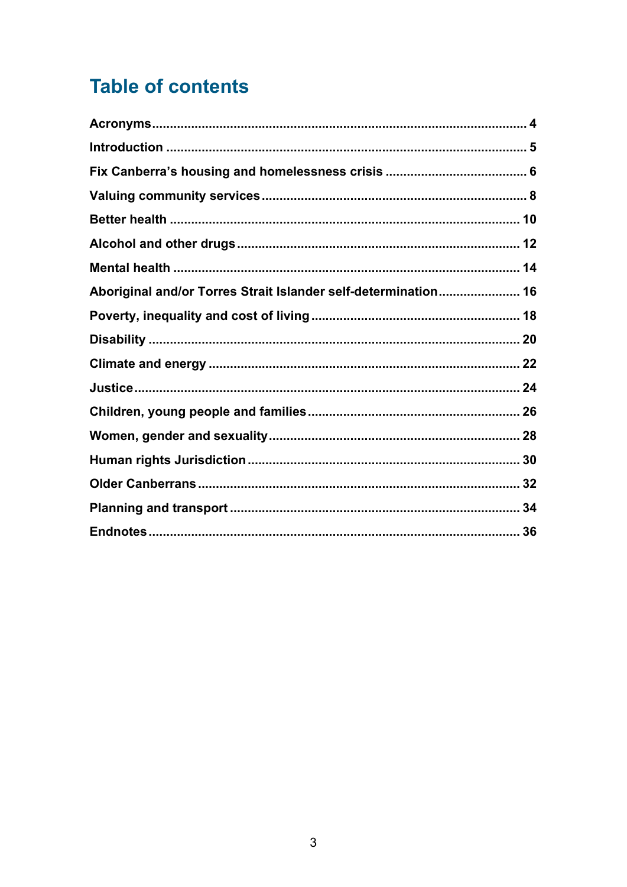# Table of contents

| | |
|---|---|
| **Acronyms** | **4** |
| **Introduction** | **5** |
| **Fix Canberra's housing and homelessness crisis** | **6** |
| **Valuing community services** | **8** |
| **Better health** | **10** |
| **Alcohol and other drugs** | **12** |
| **Mental health** | **14** |
| **Aboriginal and/or Torres Strait Islander self-determination** | **16** |
| **Poverty, inequality and cost of living** | **18** |
| **Disability** | **20** |
| **Climate and energy** | **22** |
| **Justice** | **24** |
| **Children, young people and families** | **26** |
| **Women, gender and sexuality** | **28** |
| **Human rights Jurisdiction** | **30** |
| **Older Canberrans** | **32** |
| **Planning and transport** | **34** |
| **Endnotes** | **36** |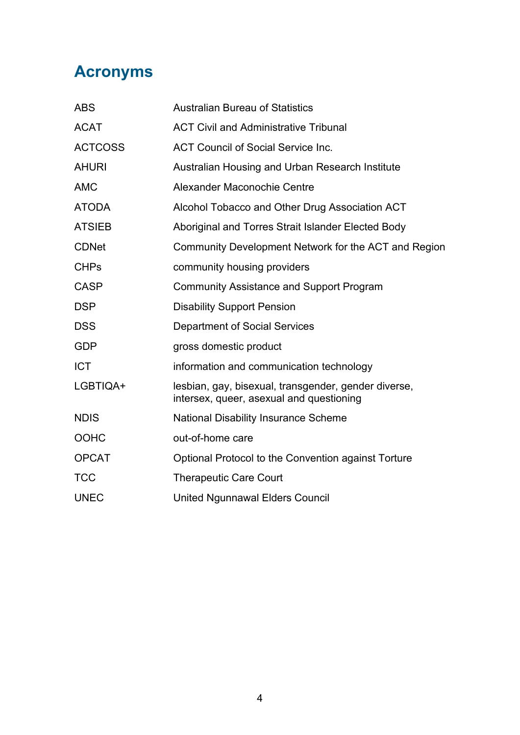## Acronyms

| | |
|---|---|
| ABS | Australian Bureau of Statistics |
| ACAT | ACT Civil and Administrative Tribunal |
| ACTCOSS | ACT Council of Social Service Inc. |
| AHURI | Australian Housing and Urban Research Institute |
| AMC | Alexander Maconochie Centre |
| ATODA | Alcohol Tobacco and Other Drug Association ACT |
| ATSIEB | Aboriginal and Torres Strait Islander Elected Body |
| CDNet | Community Development Network for the ACT and Region |
| CHPs | community housing providers |
| CASP | Community Assistance and Support Program |
| DSP | Disability Support Pension |
| DSS | Department of Social Services |
| GDP | gross domestic product |
| ICT | information and communication technology |
| LGBTIQA+ | lesbian, gay, bisexual, transgender, gender diverse, intersex, queer, asexual and questioning |
| NDIS | National Disability Insurance Scheme |
| OOHC | out-of-home care |
| OPCAT | Optional Protocol to the Convention against Torture |
| TCC | Therapeutic Care Court |
| UNEC | United Ngunnawal Elders Council |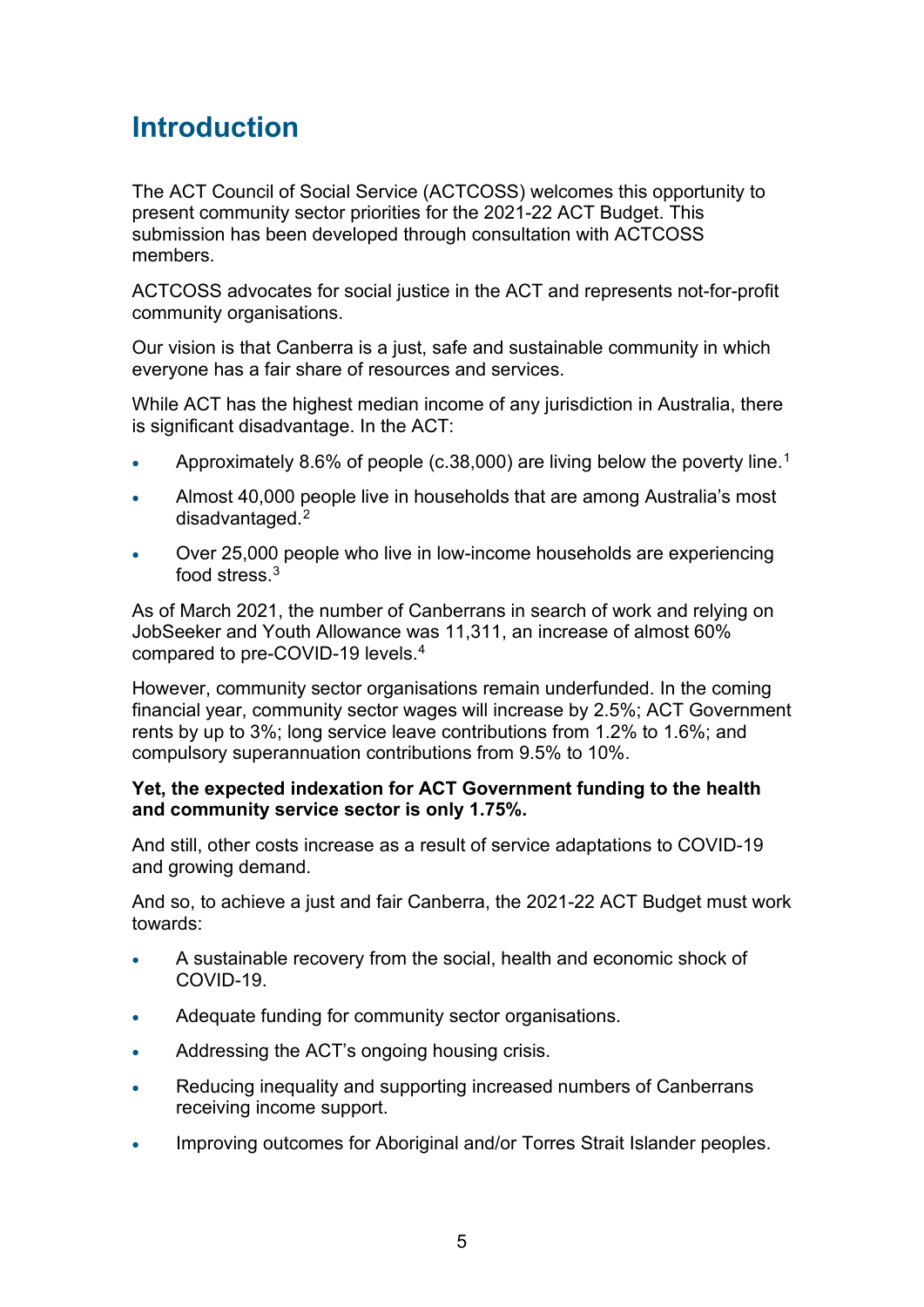# Introduction

The ACT Council of Social Service (ACTCOSS) welcomes this opportunity to present community sector priorities for the 2021-22 ACT Budget. This submission has been developed through consultation with ACTCOSS members.

ACTCOSS advocates for social justice in the ACT and represents not-for-profit community organisations.

Our vision is that Canberra is a just, safe and sustainable community in which everyone has a fair share of resources and services.

While ACT has the highest median income of any jurisdiction in Australia, there is significant disadvantage. In the ACT:

- Approximately 8.6% of people (c.38,000) are living below the poverty line.[1]
- Almost 40,000 people live in households that are among Australia's most disadvantaged.[2]
- Over 25,000 people who live in low-income households are experiencing food stress.[3]

As of March 2021, the number of Canberrans in search of work and relying on JobSeeker and Youth Allowance was 11,311, an increase of almost 60% compared to pre-COVID-19 levels.[4]

However, community sector organisations remain underfunded. In the coming financial year, community sector wages will increase by 2.5%; ACT Government rents by up to 3%; long service leave contributions from 1.2% to 1.6%; and compulsory superannuation contributions from 9.5% to 10%.

**Yet, the expected indexation for ACT Government funding to the health and community service sector is only 1.75%.**

And still, other costs increase as a result of service adaptations to COVID-19 and growing demand.

And so, to achieve a just and fair Canberra, the 2021-22 ACT Budget must work towards:

- A sustainable recovery from the social, health and economic shock of COVID-19.
- Adequate funding for community sector organisations.
- Addressing the ACT's ongoing housing crisis.
- Reducing inequality and supporting increased numbers of Canberrans receiving income support.
- Improving outcomes for Aboriginal and/or Torres Strait Islander peoples.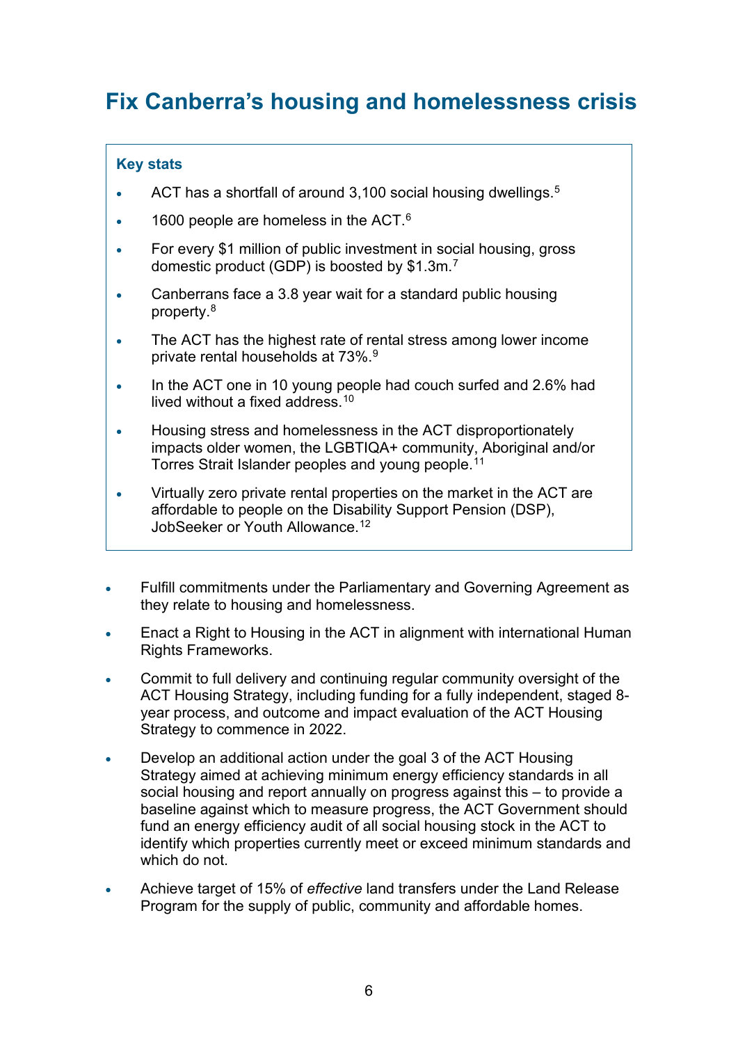# Fix Canberra's housing and homelessness crisis

**Key stats**

- ACT has a shortfall of around 3,100 social housing dwellings.[5]
- 1600 people are homeless in the ACT.[6]
- For every $1 million of public investment in social housing, gross domestic product (GDP) is boosted by $1.3m.[7]
- Canberrans face a 3.8 year wait for a standard public housing property.[8]
- The ACT has the highest rate of rental stress among lower income private rental households at 73%.[9]
- In the ACT one in 10 young people had couch surfed and 2.6% had lived without a fixed address.[10]
- Housing stress and homelessness in the ACT disproportionately impacts older women, the LGBTIQA+ community, Aboriginal and/or Torres Strait Islander peoples and young people.[11]
- Virtually zero private rental properties on the market in the ACT are affordable to people on the Disability Support Pension (DSP), JobSeeker or Youth Allowance.[12]

- Fulfill commitments under the Parliamentary and Governing Agreement as they relate to housing and homelessness.
- Enact a Right to Housing in the ACT in alignment with international Human Rights Frameworks.
- Commit to full delivery and continuing regular community oversight of the ACT Housing Strategy, including funding for a fully independent, staged 8-year process, and outcome and impact evaluation of the ACT Housing Strategy to commence in 2022.
- Develop an additional action under the goal 3 of the ACT Housing Strategy aimed at achieving minimum energy efficiency standards in all social housing and report annually on progress against this – to provide a baseline against which to measure progress, the ACT Government should fund an energy efficiency audit of all social housing stock in the ACT to identify which properties currently meet or exceed minimum standards and which do not.
- Achieve target of 15% of *effective* land transfers under the Land Release Program for the supply of public, community and affordable homes.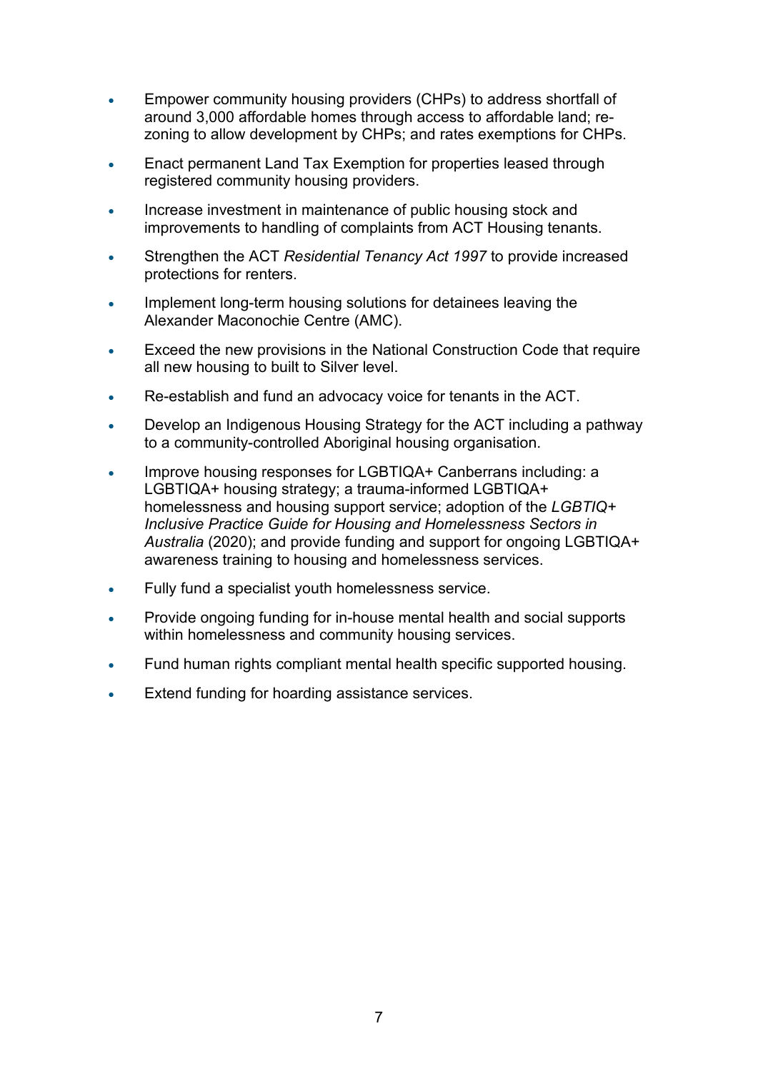- Empower community housing providers (CHPs) to address shortfall of around 3,000 affordable homes through access to affordable land; re-zoning to allow development by CHPs; and rates exemptions for CHPs.
- Enact permanent Land Tax Exemption for properties leased through registered community housing providers.
- Increase investment in maintenance of public housing stock and improvements to handling of complaints from ACT Housing tenants.
- Strengthen the ACT *Residential Tenancy Act 1997* to provide increased protections for renters.
- Implement long-term housing solutions for detainees leaving the Alexander Maconochie Centre (AMC).
- Exceed the new provisions in the National Construction Code that require all new housing to built to Silver level.
- Re-establish and fund an advocacy voice for tenants in the ACT.
- Develop an Indigenous Housing Strategy for the ACT including a pathway to a community-controlled Aboriginal housing organisation.
- Improve housing responses for LGBTIQA+ Canberrans including: a LGBTIQA+ housing strategy; a trauma-informed LGBTIQA+ homelessness and housing support service; adoption of the *LGBTIQ+ Inclusive Practice Guide for Housing and Homelessness Sectors in Australia* (2020); and provide funding and support for ongoing LGBTIQA+ awareness training to housing and homelessness services.
- Fully fund a specialist youth homelessness service.
- Provide ongoing funding for in-house mental health and social supports within homelessness and community housing services.
- Fund human rights compliant mental health specific supported housing.
- Extend funding for hoarding assistance services.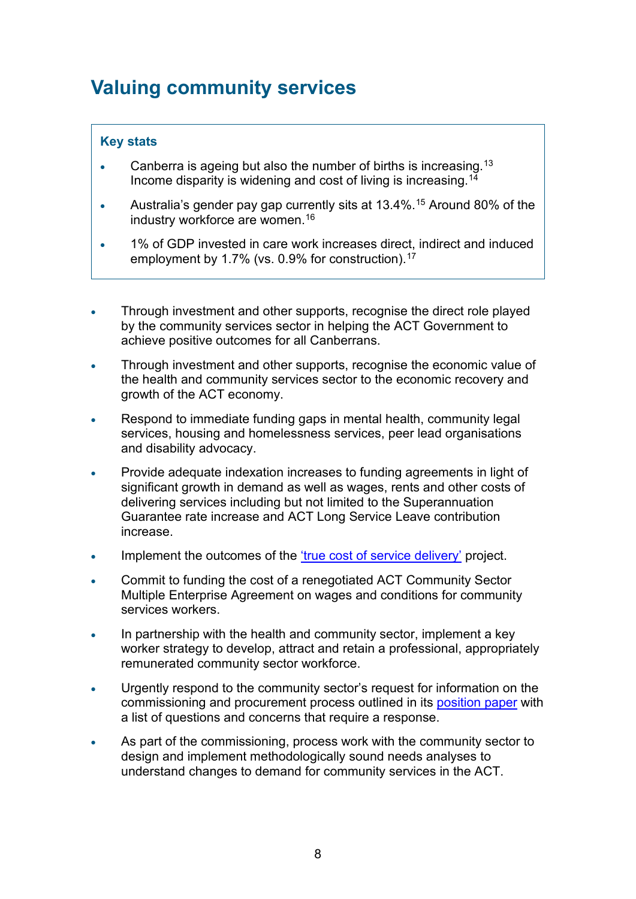# Valuing community services

> **Key stats**
>
> - Canberra is ageing but also the number of births is increasing.[13] Income disparity is widening and cost of living is increasing.[14]
> - Australia's gender pay gap currently sits at 13.4%.[15] Around 80% of the industry workforce are women.[16]
> - 1% of GDP invested in care work increases direct, indirect and induced employment by 1.7% (vs. 0.9% for construction).[17]

- Through investment and other supports, recognise the direct role played by the community services sector in helping the ACT Government to achieve positive outcomes for all Canberrans.
- Through investment and other supports, recognise the economic value of the health and community services sector to the economic recovery and growth of the ACT economy.
- Respond to immediate funding gaps in mental health, community legal services, housing and homelessness services, peer lead organisations and disability advocacy.
- Provide adequate indexation increases to funding agreements in light of significant growth in demand as well as wages, rents and other costs of delivering services including but not limited to the Superannuation Guarantee rate increase and ACT Long Service Leave contribution increase.
- Implement the outcomes of the 'true cost of service delivery' project.
- Commit to funding the cost of a renegotiated ACT Community Sector Multiple Enterprise Agreement on wages and conditions for community services workers.
- In partnership with the health and community sector, implement a key worker strategy to develop, attract and retain a professional, appropriately remunerated community sector workforce.
- Urgently respond to the community sector's request for information on the commissioning and procurement process outlined in its position paper with a list of questions and concerns that require a response.
- As part of the commissioning, process work with the community sector to design and implement methodologically sound needs analyses to understand changes to demand for community services in the ACT.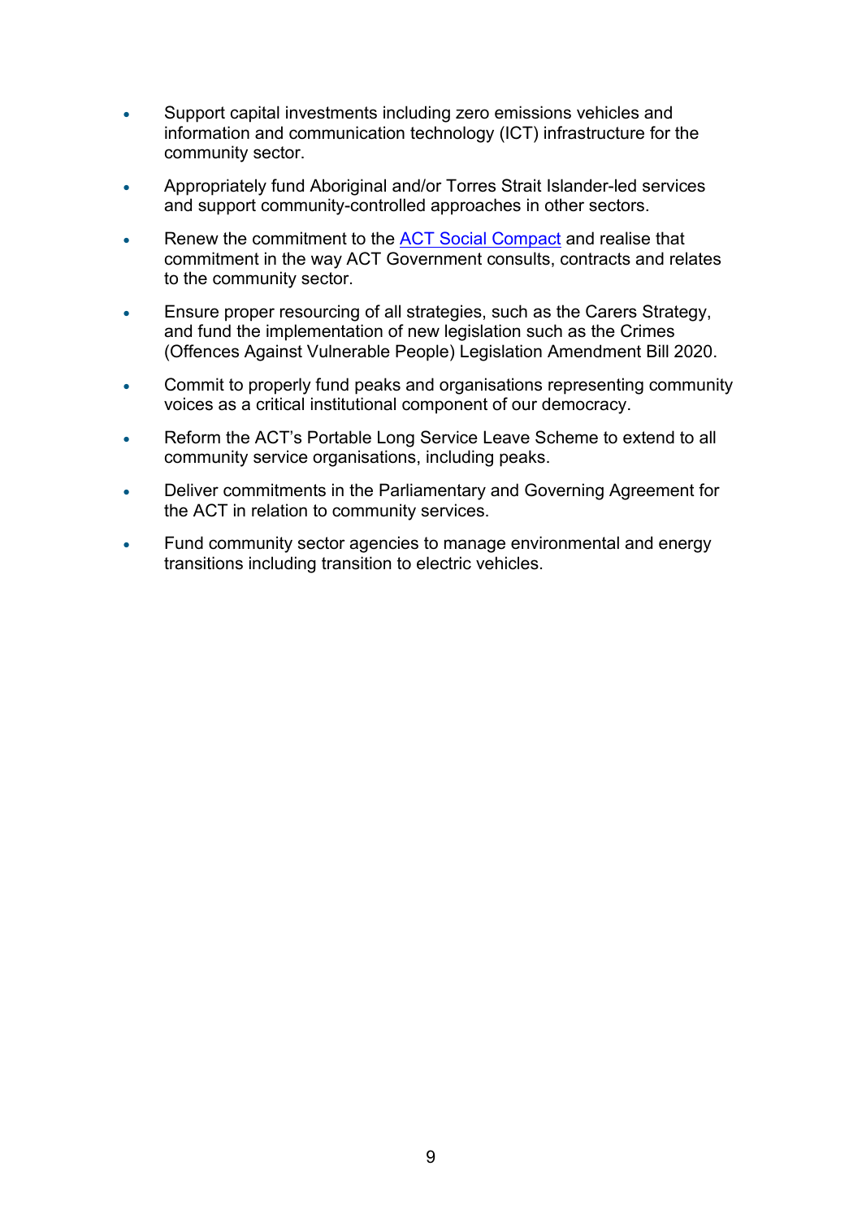- Support capital investments including zero emissions vehicles and information and communication technology (ICT) infrastructure for the community sector.
- Appropriately fund Aboriginal and/or Torres Strait Islander-led services and support community-controlled approaches in other sectors.
- Renew the commitment to the [ACT Social Compact](ACT Social Compact) and realise that commitment in the way ACT Government consults, contracts and relates to the community sector.
- Ensure proper resourcing of all strategies, such as the Carers Strategy, and fund the implementation of new legislation such as the Crimes (Offences Against Vulnerable People) Legislation Amendment Bill 2020.
- Commit to properly fund peaks and organisations representing community voices as a critical institutional component of our democracy.
- Reform the ACT's Portable Long Service Leave Scheme to extend to all community service organisations, including peaks.
- Deliver commitments in the Parliamentary and Governing Agreement for the ACT in relation to community services.
- Fund community sector agencies to manage environmental and energy transitions including transition to electric vehicles.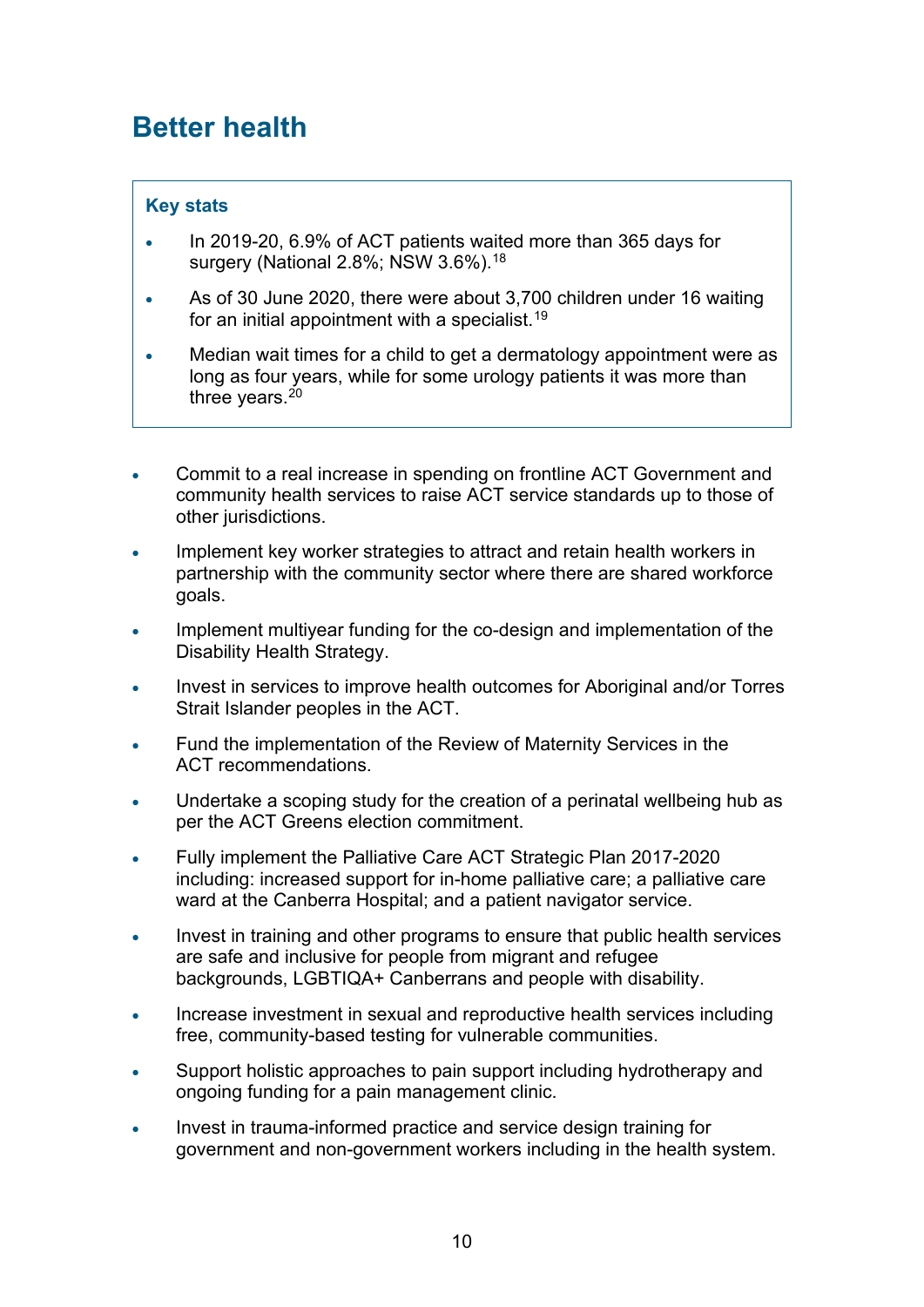## Better health

**Key stats**

- In 2019-20, 6.9% of ACT patients waited more than 365 days for surgery (National 2.8%; NSW 3.6%).[18]
- As of 30 June 2020, there were about 3,700 children under 16 waiting for an initial appointment with a specialist.[19]
- Median wait times for a child to get a dermatology appointment were as long as four years, while for some urology patients it was more than three years.[20]

- Commit to a real increase in spending on frontline ACT Government and community health services to raise ACT service standards up to those of other jurisdictions.
- Implement key worker strategies to attract and retain health workers in partnership with the community sector where there are shared workforce goals.
- Implement multiyear funding for the co-design and implementation of the Disability Health Strategy.
- Invest in services to improve health outcomes for Aboriginal and/or Torres Strait Islander peoples in the ACT.
- Fund the implementation of the Review of Maternity Services in the ACT recommendations.
- Undertake a scoping study for the creation of a perinatal wellbeing hub as per the ACT Greens election commitment.
- Fully implement the Palliative Care ACT Strategic Plan 2017-2020 including: increased support for in-home palliative care; a palliative care ward at the Canberra Hospital; and a patient navigator service.
- Invest in training and other programs to ensure that public health services are safe and inclusive for people from migrant and refugee backgrounds, LGBTIQA+ Canberrans and people with disability.
- Increase investment in sexual and reproductive health services including free, community-based testing for vulnerable communities.
- Support holistic approaches to pain support including hydrotherapy and ongoing funding for a pain management clinic.
- Invest in trauma-informed practice and service design training for government and non-government workers including in the health system.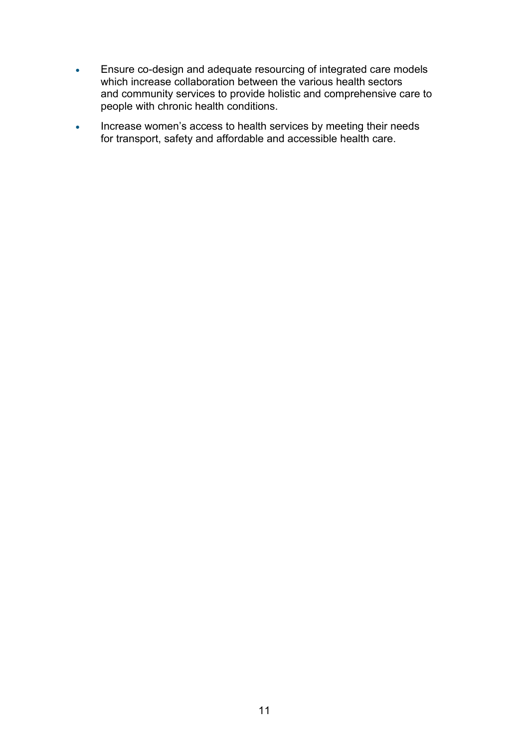- Ensure co-design and adequate resourcing of integrated care models which increase collaboration between the various health sectors and community services to provide holistic and comprehensive care to people with chronic health conditions.
- Increase women's access to health services by meeting their needs for transport, safety and affordable and accessible health care.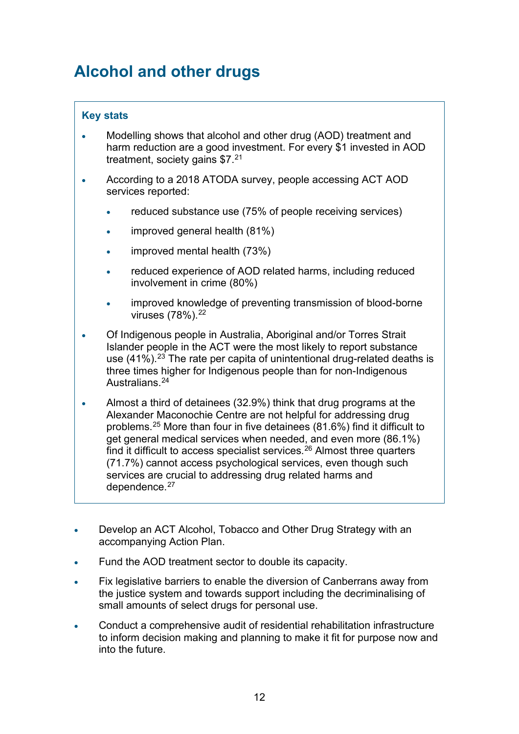# Alcohol and other drugs

**Key stats**

- Modelling shows that alcohol and other drug (AOD) treatment and harm reduction are a good investment. For every $1 invested in AOD treatment, society gains $7.[21]
- According to a 2018 ATODA survey, people accessing ACT AOD services reported:
  - reduced substance use (75% of people receiving services)
  - improved general health (81%)
  - improved mental health (73%)
  - reduced experience of AOD related harms, including reduced involvement in crime (80%)
  - improved knowledge of preventing transmission of blood-borne viruses (78%).[22]
- Of Indigenous people in Australia, Aboriginal and/or Torres Strait Islander people in the ACT were the most likely to report substance use (41%).[23] The rate per capita of unintentional drug-related deaths is three times higher for Indigenous people than for non-Indigenous Australians.[24]
- Almost a third of detainees (32.9%) think that drug programs at the Alexander Maconochie Centre are not helpful for addressing drug problems.[25] More than four in five detainees (81.6%) find it difficult to get general medical services when needed, and even more (86.1%) find it difficult to access specialist services.[26] Almost three quarters (71.7%) cannot access psychological services, even though such services are crucial to addressing drug related harms and dependence.[27]

- Develop an ACT Alcohol, Tobacco and Other Drug Strategy with an accompanying Action Plan.
- Fund the AOD treatment sector to double its capacity.
- Fix legislative barriers to enable the diversion of Canberrans away from the justice system and towards support including the decriminalising of small amounts of select drugs for personal use.
- Conduct a comprehensive audit of residential rehabilitation infrastructure to inform decision making and planning to make it fit for purpose now and into the future.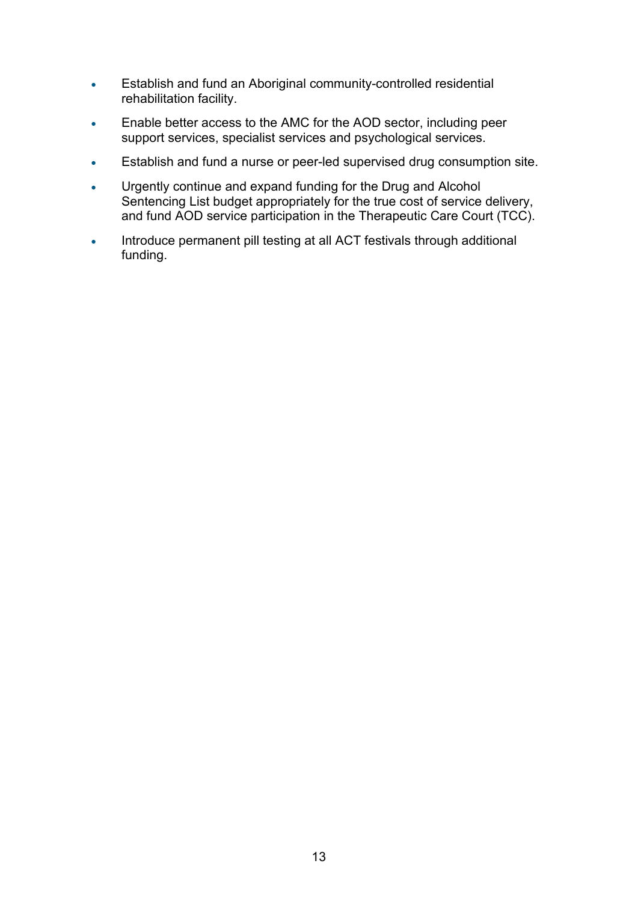- Establish and fund an Aboriginal community-controlled residential rehabilitation facility.
- Enable better access to the AMC for the AOD sector, including peer support services, specialist services and psychological services.
- Establish and fund a nurse or peer-led supervised drug consumption site.
- Urgently continue and expand funding for the Drug and Alcohol Sentencing List budget appropriately for the true cost of service delivery, and fund AOD service participation in the Therapeutic Care Court (TCC).
- Introduce permanent pill testing at all ACT festivals through additional funding.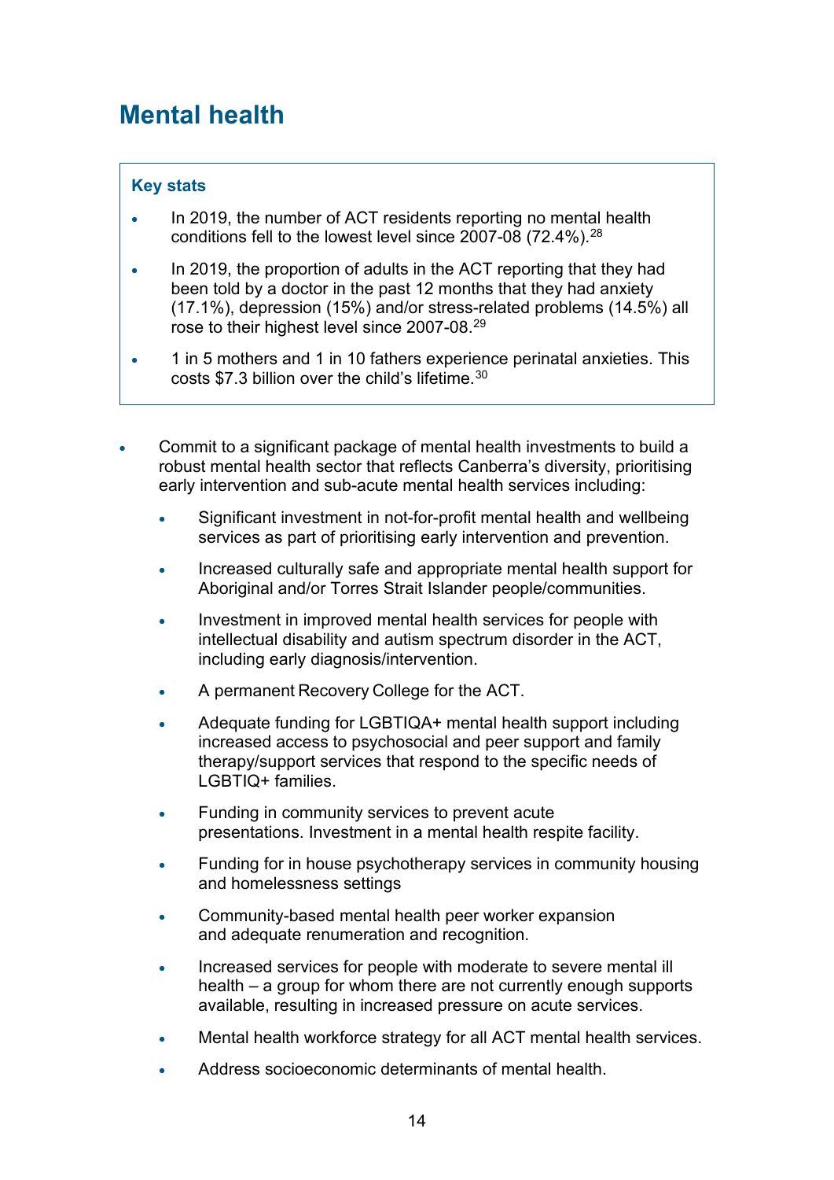## Mental health

**Key stats**

- In 2019, the number of ACT residents reporting no mental health conditions fell to the lowest level since 2007-08 (72.4%).[28]
- In 2019, the proportion of adults in the ACT reporting that they had been told by a doctor in the past 12 months that they had anxiety (17.1%), depression (15%) and/or stress-related problems (14.5%) all rose to their highest level since 2007-08.[29]
- 1 in 5 mothers and 1 in 10 fathers experience perinatal anxieties. This costs $7.3 billion over the child's lifetime.[30]

- Commit to a significant package of mental health investments to build a robust mental health sector that reflects Canberra's diversity, prioritising early intervention and sub-acute mental health services including:
  - Significant investment in not-for-profit mental health and wellbeing services as part of prioritising early intervention and prevention.
  - Increased culturally safe and appropriate mental health support for Aboriginal and/or Torres Strait Islander people/communities.
  - Investment in improved mental health services for people with intellectual disability and autism spectrum disorder in the ACT, including early diagnosis/intervention.
  - A permanent Recovery College for the ACT.
  - Adequate funding for LGBTIQA+ mental health support including increased access to psychosocial and peer support and family therapy/support services that respond to the specific needs of LGBTIQ+ families.
  - Funding in community services to prevent acute presentations. Investment in a mental health respite facility.
  - Funding for in house psychotherapy services in community housing and homelessness settings
  - Community-based mental health peer worker expansion and adequate renumeration and recognition.
  - Increased services for people with moderate to severe mental ill health – a group for whom there are not currently enough supports available, resulting in increased pressure on acute services.
  - Mental health workforce strategy for all ACT mental health services.
  - Address socioeconomic determinants of mental health.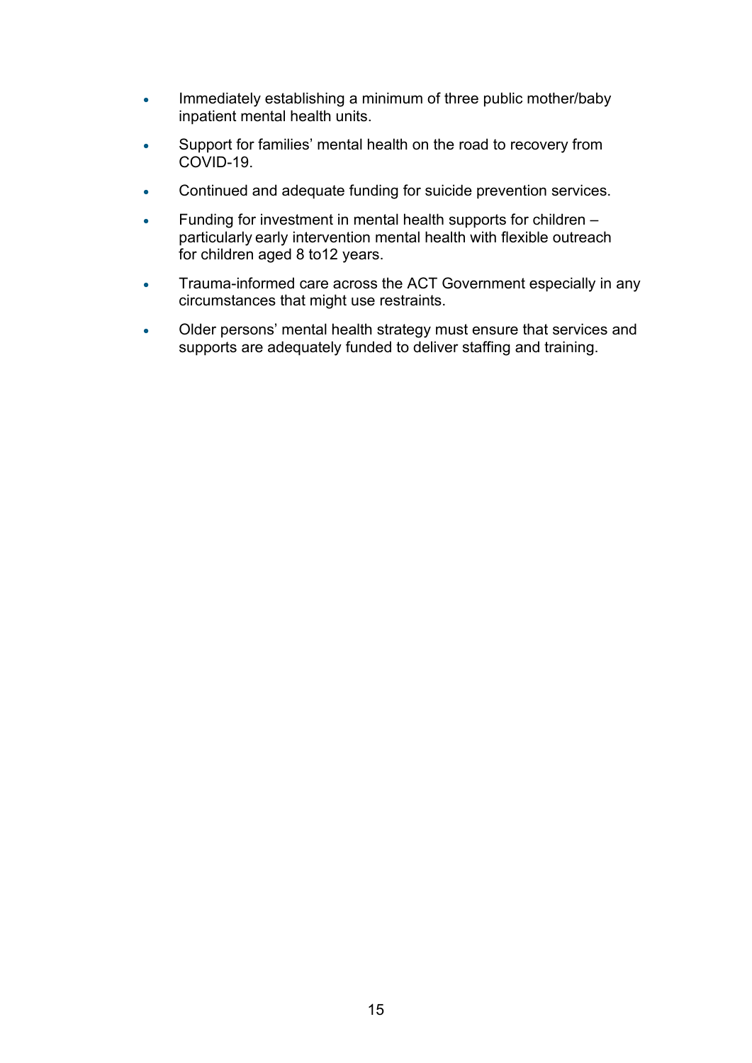- Immediately establishing a minimum of three public mother/baby inpatient mental health units.
- Support for families' mental health on the road to recovery from COVID-19.
- Continued and adequate funding for suicide prevention services.
- Funding for investment in mental health supports for children – particularly early intervention mental health with flexible outreach for children aged 8 to12 years.
- Trauma-informed care across the ACT Government especially in any circumstances that might use restraints.
- Older persons' mental health strategy must ensure that services and supports are adequately funded to deliver staffing and training.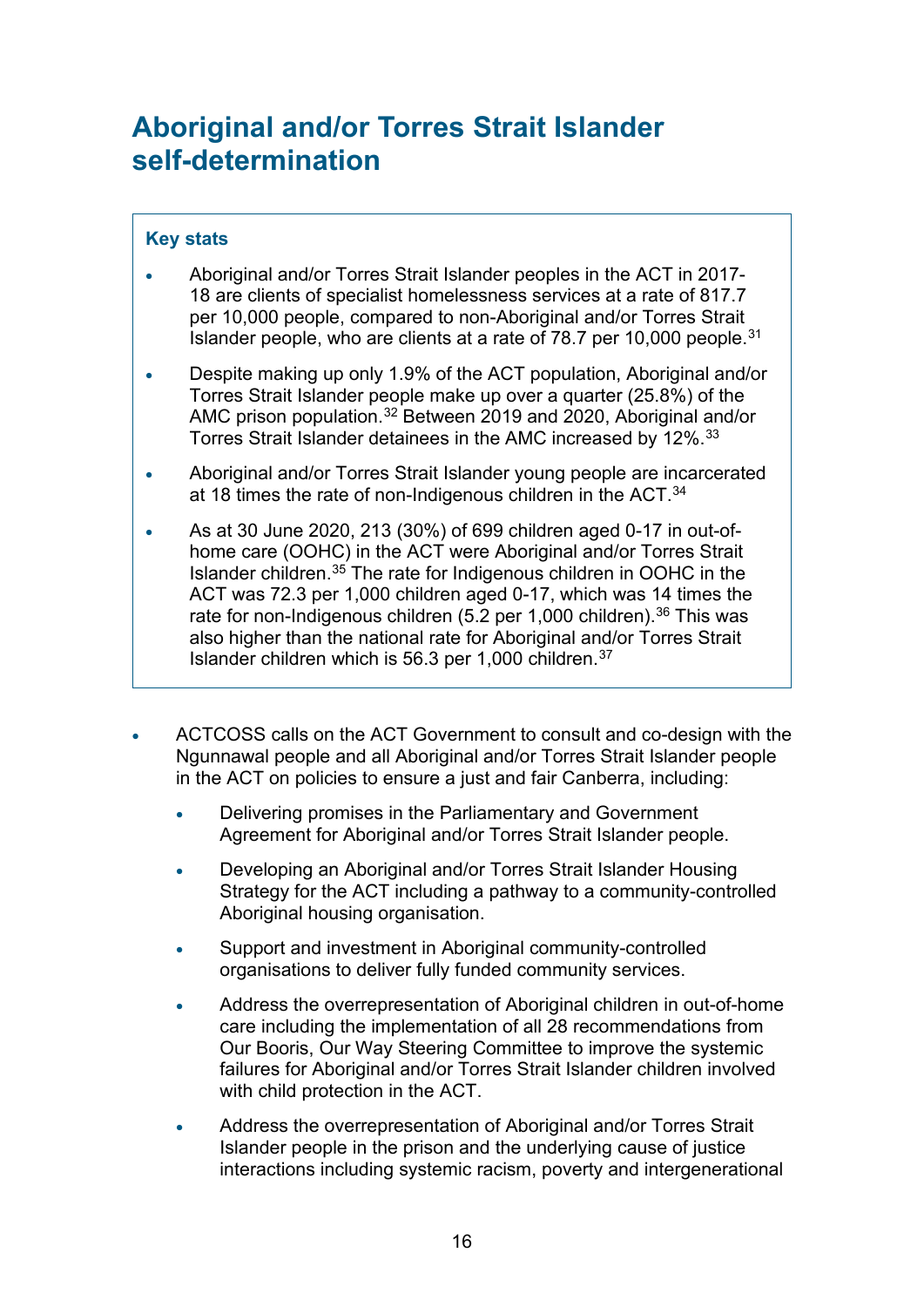# Aboriginal and/or Torres Strait Islander self-determination

**Key stats**

- Aboriginal and/or Torres Strait Islander peoples in the ACT in 2017-18 are clients of specialist homelessness services at a rate of 817.7 per 10,000 people, compared to non-Aboriginal and/or Torres Strait Islander people, who are clients at a rate of 78.7 per 10,000 people.[31]
- Despite making up only 1.9% of the ACT population, Aboriginal and/or Torres Strait Islander people make up over a quarter (25.8%) of the AMC prison population.[32] Between 2019 and 2020, Aboriginal and/or Torres Strait Islander detainees in the AMC increased by 12%.[33]
- Aboriginal and/or Torres Strait Islander young people are incarcerated at 18 times the rate of non-Indigenous children in the ACT.[34]
- As at 30 June 2020, 213 (30%) of 699 children aged 0-17 in out-of-home care (OOHC) in the ACT were Aboriginal and/or Torres Strait Islander children.[35] The rate for Indigenous children in OOHC in the ACT was 72.3 per 1,000 children aged 0-17, which was 14 times the rate for non-Indigenous children (5.2 per 1,000 children).[36] This was also higher than the national rate for Aboriginal and/or Torres Strait Islander children which is 56.3 per 1,000 children.[37]

- ACTCOSS calls on the ACT Government to consult and co-design with the Ngunnawal people and all Aboriginal and/or Torres Strait Islander people in the ACT on policies to ensure a just and fair Canberra, including:
  - Delivering promises in the Parliamentary and Government Agreement for Aboriginal and/or Torres Strait Islander people.
  - Developing an Aboriginal and/or Torres Strait Islander Housing Strategy for the ACT including a pathway to a community-controlled Aboriginal housing organisation.
  - Support and investment in Aboriginal community-controlled organisations to deliver fully funded community services.
  - Address the overrepresentation of Aboriginal children in out-of-home care including the implementation of all 28 recommendations from Our Booris, Our Way Steering Committee to improve the systemic failures for Aboriginal and/or Torres Strait Islander children involved with child protection in the ACT.
  - Address the overrepresentation of Aboriginal and/or Torres Strait Islander people in the prison and the underlying cause of justice interactions including systemic racism, poverty and intergenerational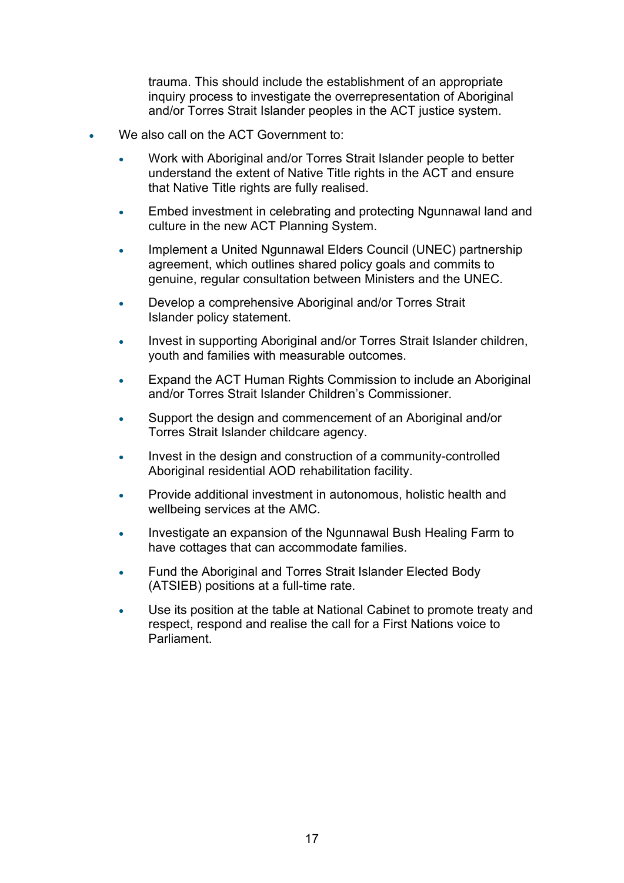trauma. This should include the establishment of an appropriate inquiry process to investigate the overrepresentation of Aboriginal and/or Torres Strait Islander peoples in the ACT justice system.

- We also call on the ACT Government to:
  - Work with Aboriginal and/or Torres Strait Islander people to better understand the extent of Native Title rights in the ACT and ensure that Native Title rights are fully realised.
  - Embed investment in celebrating and protecting Ngunnawal land and culture in the new ACT Planning System.
  - Implement a United Ngunnawal Elders Council (UNEC) partnership agreement, which outlines shared policy goals and commits to genuine, regular consultation between Ministers and the UNEC.
  - Develop a comprehensive Aboriginal and/or Torres Strait Islander policy statement.
  - Invest in supporting Aboriginal and/or Torres Strait Islander children, youth and families with measurable outcomes.
  - Expand the ACT Human Rights Commission to include an Aboriginal and/or Torres Strait Islander Children's Commissioner.
  - Support the design and commencement of an Aboriginal and/or Torres Strait Islander childcare agency.
  - Invest in the design and construction of a community-controlled Aboriginal residential AOD rehabilitation facility.
  - Provide additional investment in autonomous, holistic health and wellbeing services at the AMC.
  - Investigate an expansion of the Ngunnawal Bush Healing Farm to have cottages that can accommodate families.
  - Fund the Aboriginal and Torres Strait Islander Elected Body (ATSIEB) positions at a full-time rate.
  - Use its position at the table at National Cabinet to promote treaty and respect, respond and realise the call for a First Nations voice to Parliament.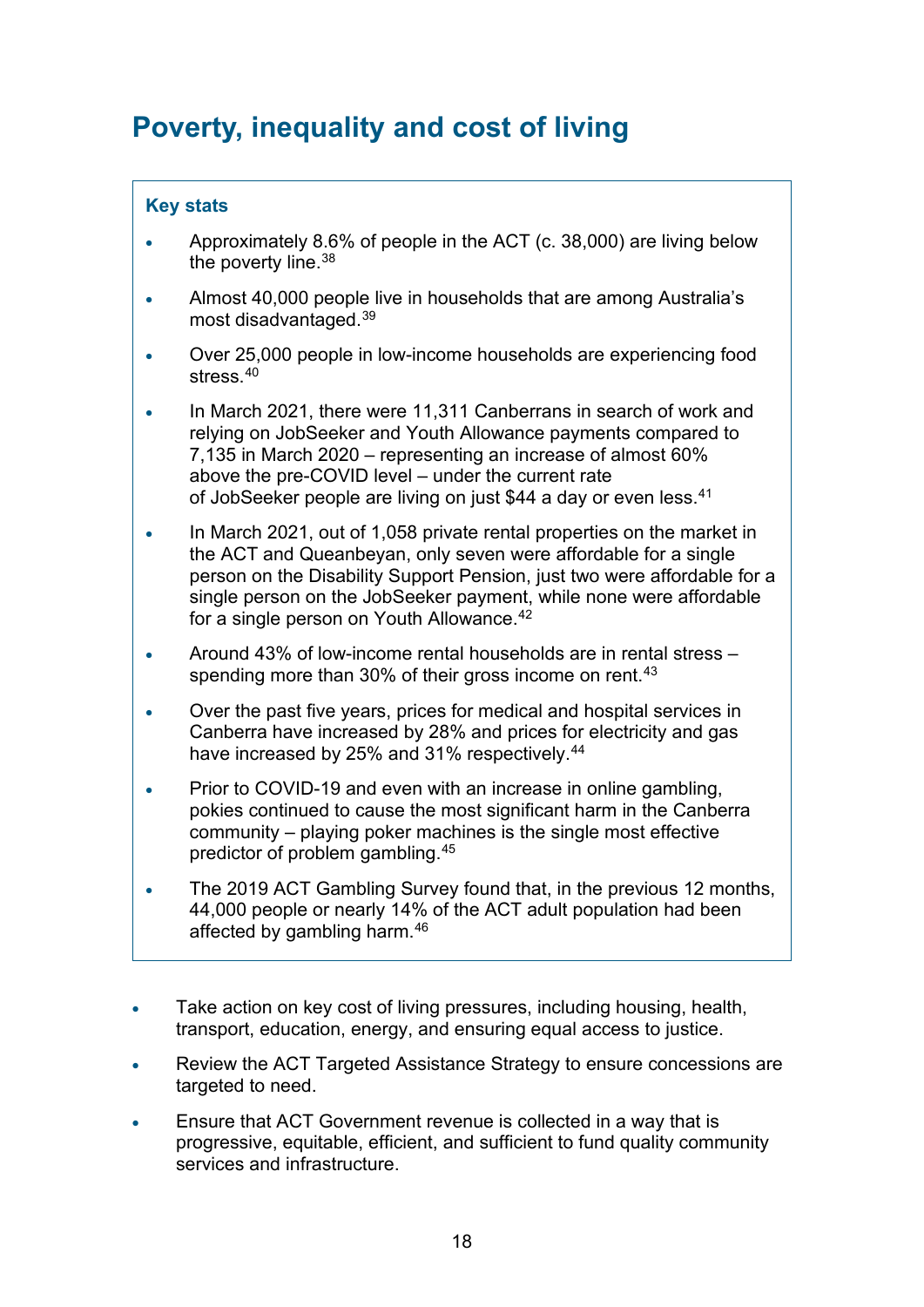## Poverty, inequality and cost of living

**Key stats**

- Approximately 8.6% of people in the ACT (c. 38,000) are living below the poverty line.[38]
- Almost 40,000 people live in households that are among Australia's most disadvantaged.[39]
- Over 25,000 people in low-income households are experiencing food stress.[40]
- In March 2021, there were 11,311 Canberrans in search of work and relying on JobSeeker and Youth Allowance payments compared to 7,135 in March 2020 – representing an increase of almost 60% above the pre-COVID level – under the current rate of JobSeeker people are living on just $44 a day or even less.[41]
- In March 2021, out of 1,058 private rental properties on the market in the ACT and Queanbeyan, only seven were affordable for a single person on the Disability Support Pension, just two were affordable for a single person on the JobSeeker payment, while none were affordable for a single person on Youth Allowance.[42]
- Around 43% of low-income rental households are in rental stress – spending more than 30% of their gross income on rent.[43]
- Over the past five years, prices for medical and hospital services in Canberra have increased by 28% and prices for electricity and gas have increased by 25% and 31% respectively.[44]
- Prior to COVID-19 and even with an increase in online gambling, pokies continued to cause the most significant harm in the Canberra community – playing poker machines is the single most effective predictor of problem gambling.[45]
- The 2019 ACT Gambling Survey found that, in the previous 12 months, 44,000 people or nearly 14% of the ACT adult population had been affected by gambling harm.[46]

- Take action on key cost of living pressures, including housing, health, transport, education, energy, and ensuring equal access to justice.
- Review the ACT Targeted Assistance Strategy to ensure concessions are targeted to need.
- Ensure that ACT Government revenue is collected in a way that is progressive, equitable, efficient, and sufficient to fund quality community services and infrastructure.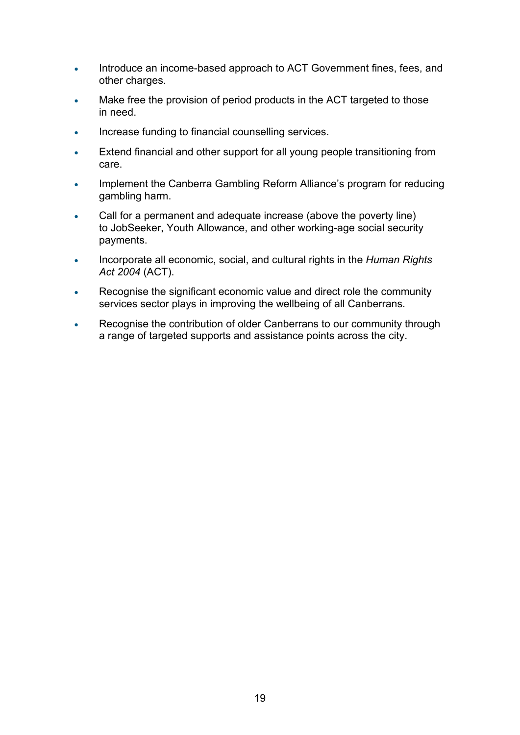- Introduce an income-based approach to ACT Government fines, fees, and other charges.
- Make free the provision of period products in the ACT targeted to those in need.
- Increase funding to financial counselling services.
- Extend financial and other support for all young people transitioning from care.
- Implement the Canberra Gambling Reform Alliance's program for reducing gambling harm.
- Call for a permanent and adequate increase (above the poverty line) to JobSeeker, Youth Allowance, and other working-age social security payments.
- Incorporate all economic, social, and cultural rights in the *Human Rights Act 2004* (ACT).
- Recognise the significant economic value and direct role the community services sector plays in improving the wellbeing of all Canberrans.
- Recognise the contribution of older Canberrans to our community through a range of targeted supports and assistance points across the city.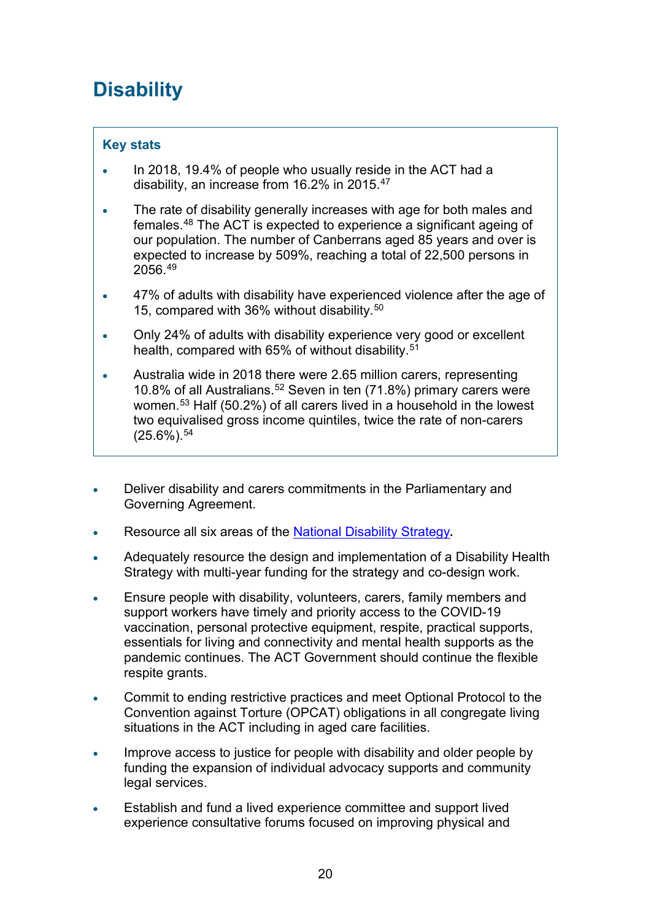# Disability

**Key stats**

- In 2018, 19.4% of people who usually reside in the ACT had a disability, an increase from 16.2% in 2015.[47]
- The rate of disability generally increases with age for both males and females.[48] The ACT is expected to experience a significant ageing of our population. The number of Canberrans aged 85 years and over is expected to increase by 509%, reaching a total of 22,500 persons in 2056.[49]
- 47% of adults with disability have experienced violence after the age of 15, compared with 36% without disability.[50]
- Only 24% of adults with disability experience very good or excellent health, compared with 65% of without disability.[51]
- Australia wide in 2018 there were 2.65 million carers, representing 10.8% of all Australians.[52] Seven in ten (71.8%) primary carers were women.[53] Half (50.2%) of all carers lived in a household in the lowest two equivalised gross income quintiles, twice the rate of non-carers (25.6%).[54]

- Deliver disability and carers commitments in the Parliamentary and Governing Agreement.
- Resource all six areas of the National Disability Strategy**.**
- Adequately resource the design and implementation of a Disability Health Strategy with multi-year funding for the strategy and co-design work.
- Ensure people with disability, volunteers, carers, family members and support workers have timely and priority access to the COVID-19 vaccination, personal protective equipment, respite, practical supports, essentials for living and connectivity and mental health supports as the pandemic continues. The ACT Government should continue the flexible respite grants.
- Commit to ending restrictive practices and meet Optional Protocol to the Convention against Torture (OPCAT) obligations in all congregate living situations in the ACT including in aged care facilities.
- Improve access to justice for people with disability and older people by funding the expansion of individual advocacy supports and community legal services.
- Establish and fund a lived experience committee and support lived experience consultative forums focused on improving physical and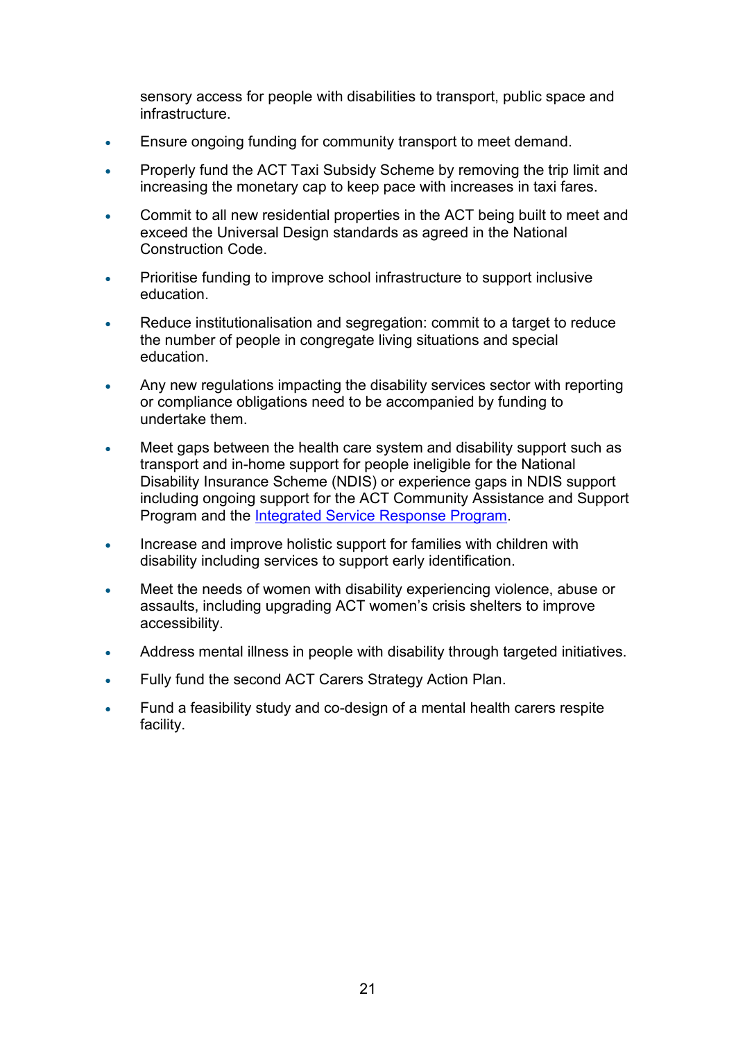sensory access for people with disabilities to transport, public space and infrastructure.

- Ensure ongoing funding for community transport to meet demand.
- Properly fund the ACT Taxi Subsidy Scheme by removing the trip limit and increasing the monetary cap to keep pace with increases in taxi fares.
- Commit to all new residential properties in the ACT being built to meet and exceed the Universal Design standards as agreed in the National Construction Code.
- Prioritise funding to improve school infrastructure to support inclusive education.
- Reduce institutionalisation and segregation: commit to a target to reduce the number of people in congregate living situations and special education.
- Any new regulations impacting the disability services sector with reporting or compliance obligations need to be accompanied by funding to undertake them.
- Meet gaps between the health care system and disability support such as transport and in-home support for people ineligible for the National Disability Insurance Scheme (NDIS) or experience gaps in NDIS support including ongoing support for the ACT Community Assistance and Support Program and the Integrated Service Response Program.
- Increase and improve holistic support for families with children with disability including services to support early identification.
- Meet the needs of women with disability experiencing violence, abuse or assaults, including upgrading ACT women's crisis shelters to improve accessibility.
- Address mental illness in people with disability through targeted initiatives.
- Fully fund the second ACT Carers Strategy Action Plan.
- Fund a feasibility study and co-design of a mental health carers respite facility.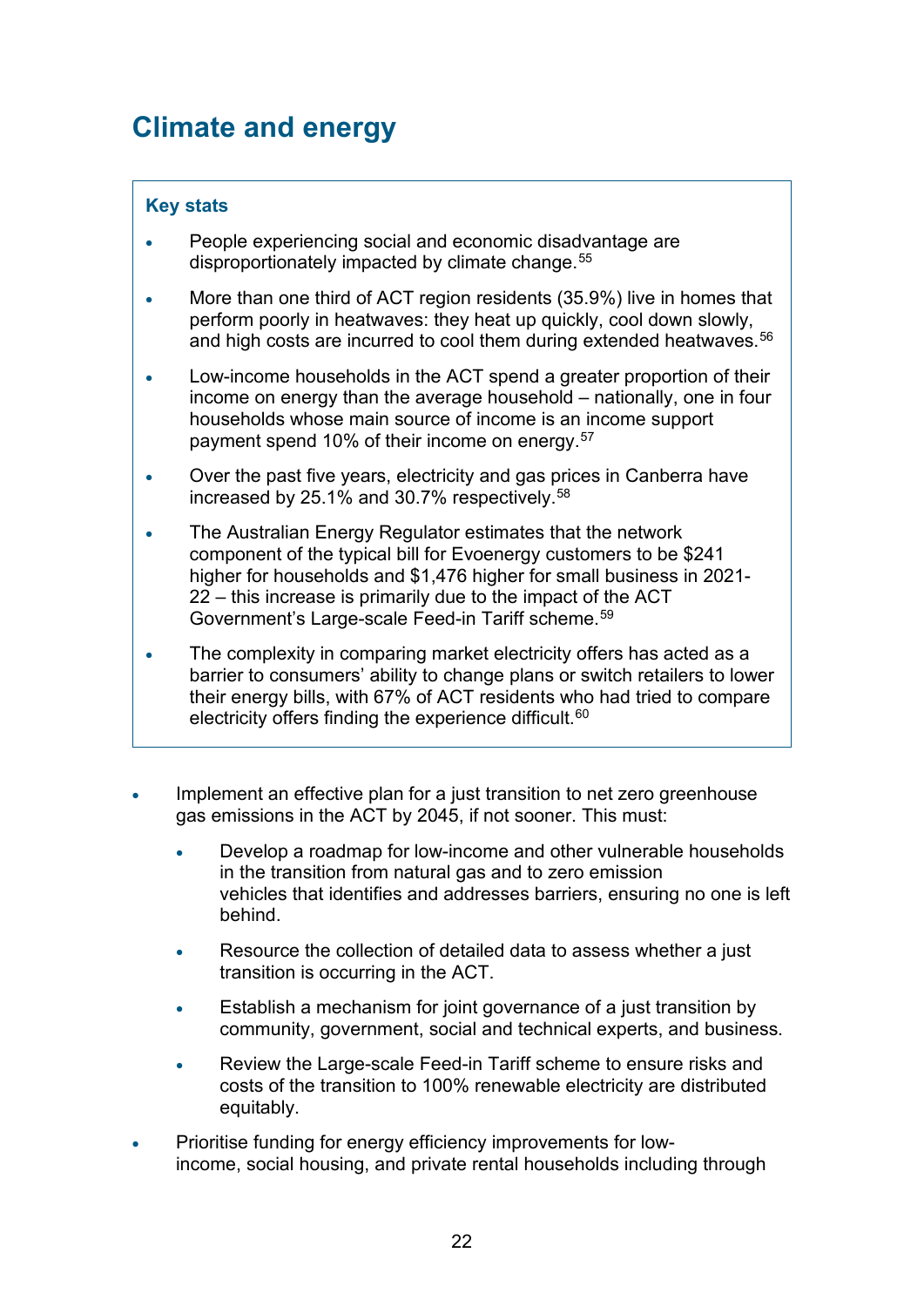# Climate and energy

**Key stats**

- People experiencing social and economic disadvantage are disproportionately impacted by climate change.[55]
- More than one third of ACT region residents (35.9%) live in homes that perform poorly in heatwaves: they heat up quickly, cool down slowly, and high costs are incurred to cool them during extended heatwaves.[56]
- Low-income households in the ACT spend a greater proportion of their income on energy than the average household – nationally, one in four households whose main source of income is an income support payment spend 10% of their income on energy.[57]
- Over the past five years, electricity and gas prices in Canberra have increased by 25.1% and 30.7% respectively.[58]
- The Australian Energy Regulator estimates that the network component of the typical bill for Evoenergy customers to be $241 higher for households and $1,476 higher for small business in 2021-22 – this increase is primarily due to the impact of the ACT Government's Large-scale Feed-in Tariff scheme.[59]
- The complexity in comparing market electricity offers has acted as a barrier to consumers' ability to change plans or switch retailers to lower their energy bills, with 67% of ACT residents who had tried to compare electricity offers finding the experience difficult.[60]

- Implement an effective plan for a just transition to net zero greenhouse gas emissions in the ACT by 2045, if not sooner. This must:
  - Develop a roadmap for low-income and other vulnerable households in the transition from natural gas and to zero emission vehicles that identifies and addresses barriers, ensuring no one is left behind.
  - Resource the collection of detailed data to assess whether a just transition is occurring in the ACT.
  - Establish a mechanism for joint governance of a just transition by community, government, social and technical experts, and business.
  - Review the Large-scale Feed-in Tariff scheme to ensure risks and costs of the transition to 100% renewable electricity are distributed equitably.
- Prioritise funding for energy efficiency improvements for low-income, social housing, and private rental households including through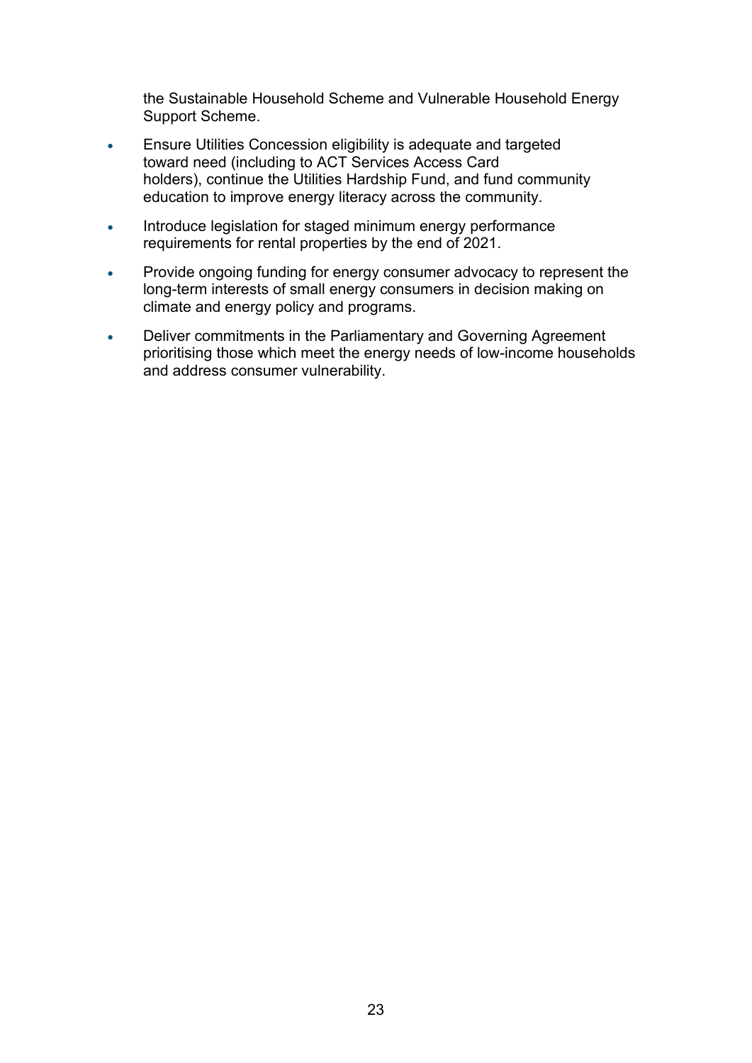the Sustainable Household Scheme and Vulnerable Household Energy Support Scheme.

- Ensure Utilities Concession eligibility is adequate and targeted toward need (including to ACT Services Access Card holders), continue the Utilities Hardship Fund, and fund community education to improve energy literacy across the community.
- Introduce legislation for staged minimum energy performance requirements for rental properties by the end of 2021.
- Provide ongoing funding for energy consumer advocacy to represent the long-term interests of small energy consumers in decision making on climate and energy policy and programs.
- Deliver commitments in the Parliamentary and Governing Agreement prioritising those which meet the energy needs of low-income households and address consumer vulnerability.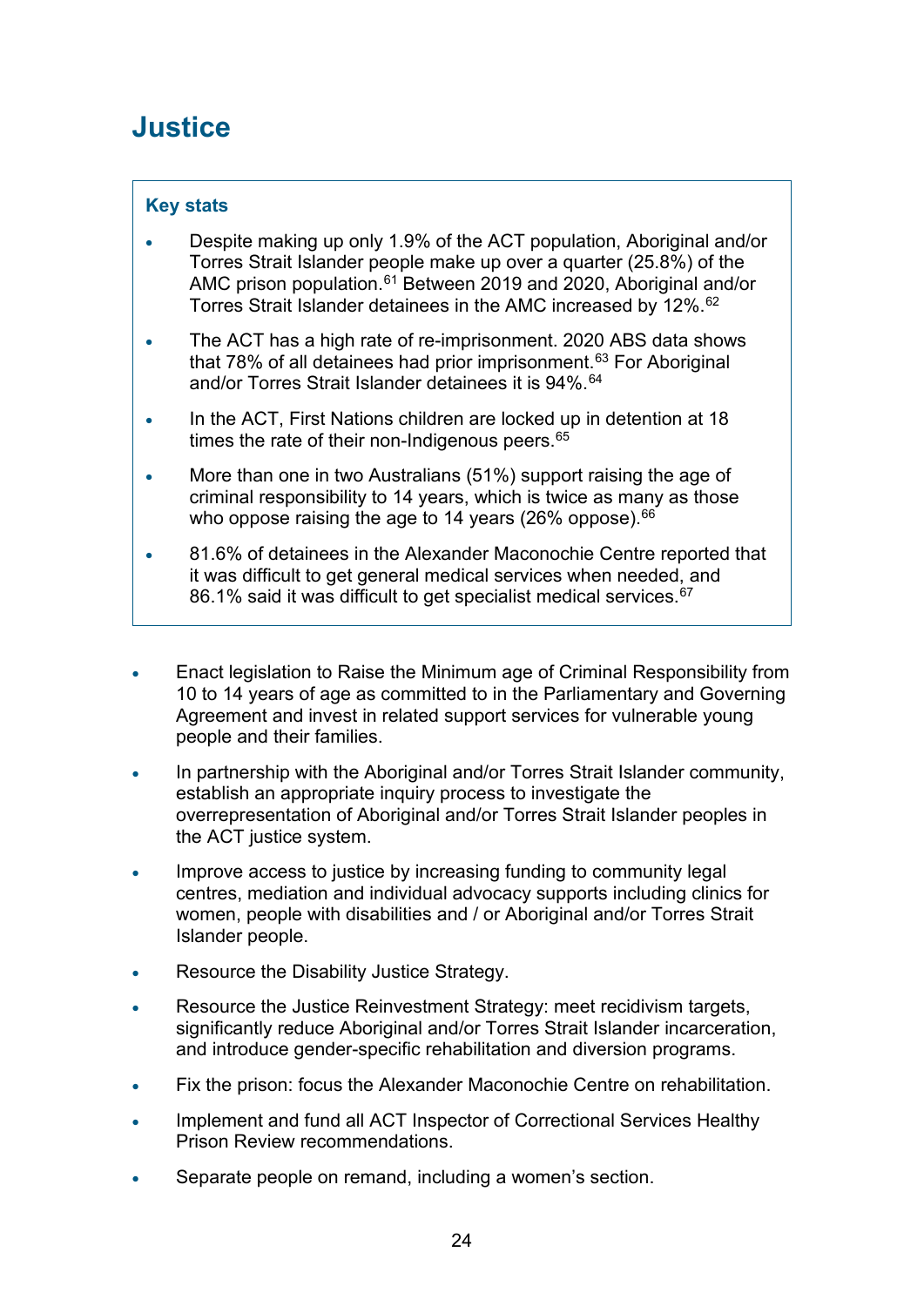# Justice

> **Key stats**
>
> - Despite making up only 1.9% of the ACT population, Aboriginal and/or Torres Strait Islander people make up over a quarter (25.8%) of the AMC prison population.[61] Between 2019 and 2020, Aboriginal and/or Torres Strait Islander detainees in the AMC increased by 12%.[62]
> - The ACT has a high rate of re-imprisonment. 2020 ABS data shows that 78% of all detainees had prior imprisonment.[63] For Aboriginal and/or Torres Strait Islander detainees it is 94%.[64]
> - In the ACT, First Nations children are locked up in detention at 18 times the rate of their non-Indigenous peers.[65]
> - More than one in two Australians (51%) support raising the age of criminal responsibility to 14 years, which is twice as many as those who oppose raising the age to 14 years (26% oppose).[66]
> - 81.6% of detainees in the Alexander Maconochie Centre reported that it was difficult to get general medical services when needed, and 86.1% said it was difficult to get specialist medical services.[67]

- Enact legislation to Raise the Minimum age of Criminal Responsibility from 10 to 14 years of age as committed to in the Parliamentary and Governing Agreement and invest in related support services for vulnerable young people and their families.
- In partnership with the Aboriginal and/or Torres Strait Islander community, establish an appropriate inquiry process to investigate the overrepresentation of Aboriginal and/or Torres Strait Islander peoples in the ACT justice system.
- Improve access to justice by increasing funding to community legal centres, mediation and individual advocacy supports including clinics for women, people with disabilities and / or Aboriginal and/or Torres Strait Islander people.
- Resource the Disability Justice Strategy.
- Resource the Justice Reinvestment Strategy: meet recidivism targets, significantly reduce Aboriginal and/or Torres Strait Islander incarceration, and introduce gender-specific rehabilitation and diversion programs.
- Fix the prison: focus the Alexander Maconochie Centre on rehabilitation.
- Implement and fund all ACT Inspector of Correctional Services Healthy Prison Review recommendations.
- Separate people on remand, including a women's section.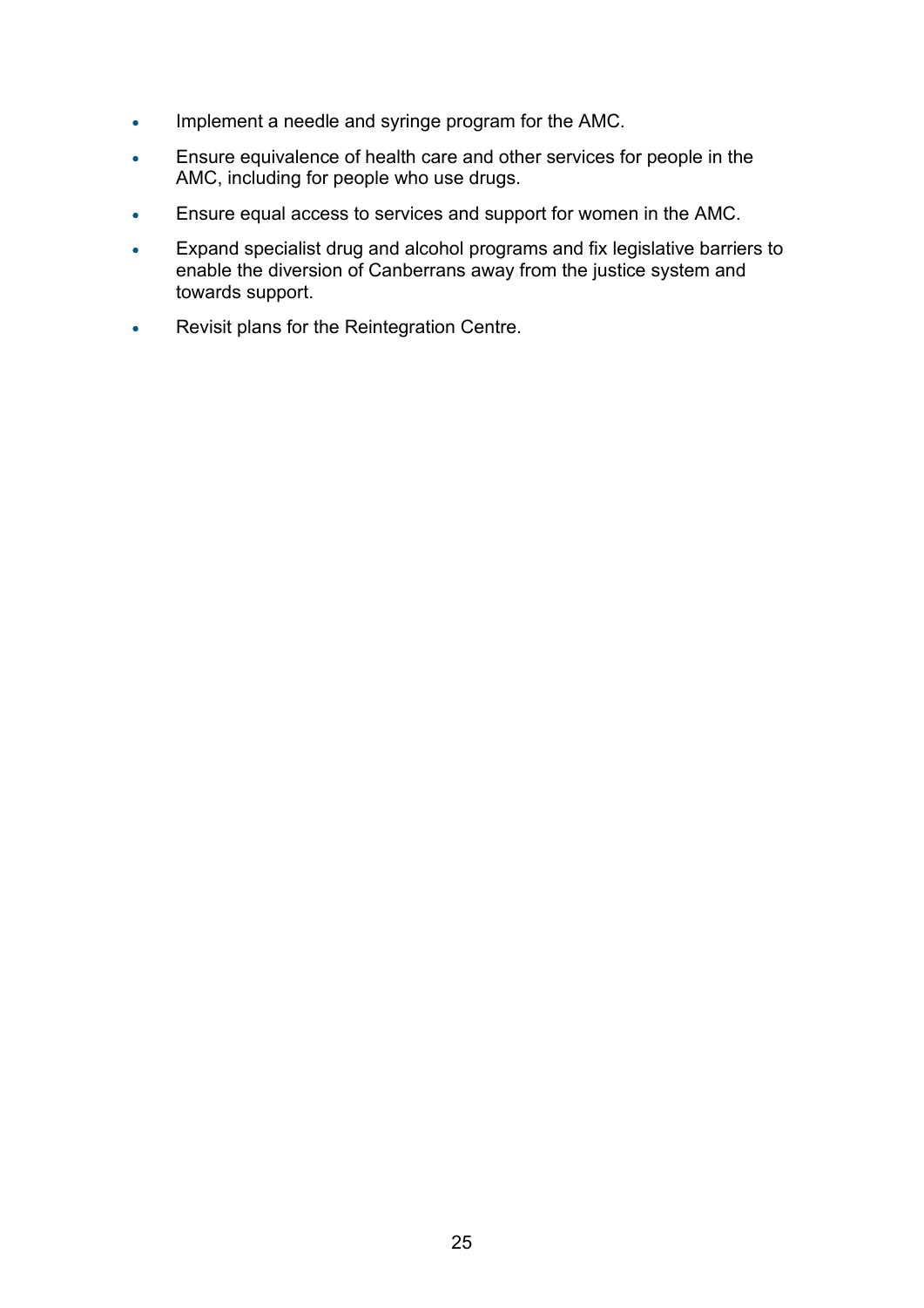- Implement a needle and syringe program for the AMC.
- Ensure equivalence of health care and other services for people in the AMC, including for people who use drugs.
- Ensure equal access to services and support for women in the AMC.
- Expand specialist drug and alcohol programs and fix legislative barriers to enable the diversion of Canberrans away from the justice system and towards support.
- Revisit plans for the Reintegration Centre.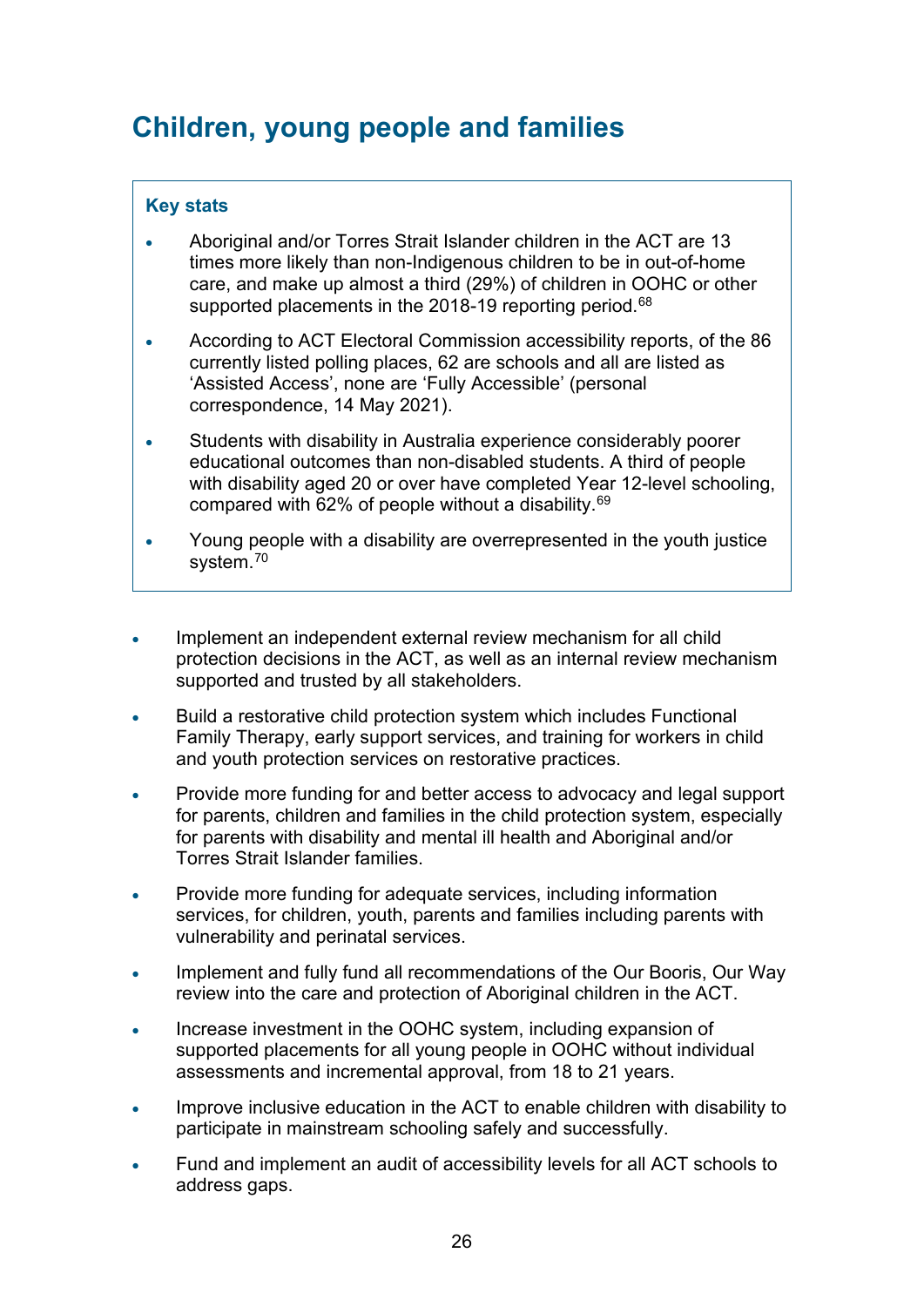# Children, young people and families

**Key stats**

- Aboriginal and/or Torres Strait Islander children in the ACT are 13 times more likely than non-Indigenous children to be in out-of-home care, and make up almost a third (29%) of children in OOHC or other supported placements in the 2018-19 reporting period.[68]
- According to ACT Electoral Commission accessibility reports, of the 86 currently listed polling places, 62 are schools and all are listed as 'Assisted Access', none are 'Fully Accessible' (personal correspondence, 14 May 2021).
- Students with disability in Australia experience considerably poorer educational outcomes than non-disabled students. A third of people with disability aged 20 or over have completed Year 12-level schooling, compared with 62% of people without a disability.[69]
- Young people with a disability are overrepresented in the youth justice system.[70]

- Implement an independent external review mechanism for all child protection decisions in the ACT, as well as an internal review mechanism supported and trusted by all stakeholders.
- Build a restorative child protection system which includes Functional Family Therapy, early support services, and training for workers in child and youth protection services on restorative practices.
- Provide more funding for and better access to advocacy and legal support for parents, children and families in the child protection system, especially for parents with disability and mental ill health and Aboriginal and/or Torres Strait Islander families.
- Provide more funding for adequate services, including information services, for children, youth, parents and families including parents with vulnerability and perinatal services.
- Implement and fully fund all recommendations of the Our Booris, Our Way review into the care and protection of Aboriginal children in the ACT.
- Increase investment in the OOHC system, including expansion of supported placements for all young people in OOHC without individual assessments and incremental approval, from 18 to 21 years.
- Improve inclusive education in the ACT to enable children with disability to participate in mainstream schooling safely and successfully.
- Fund and implement an audit of accessibility levels for all ACT schools to address gaps.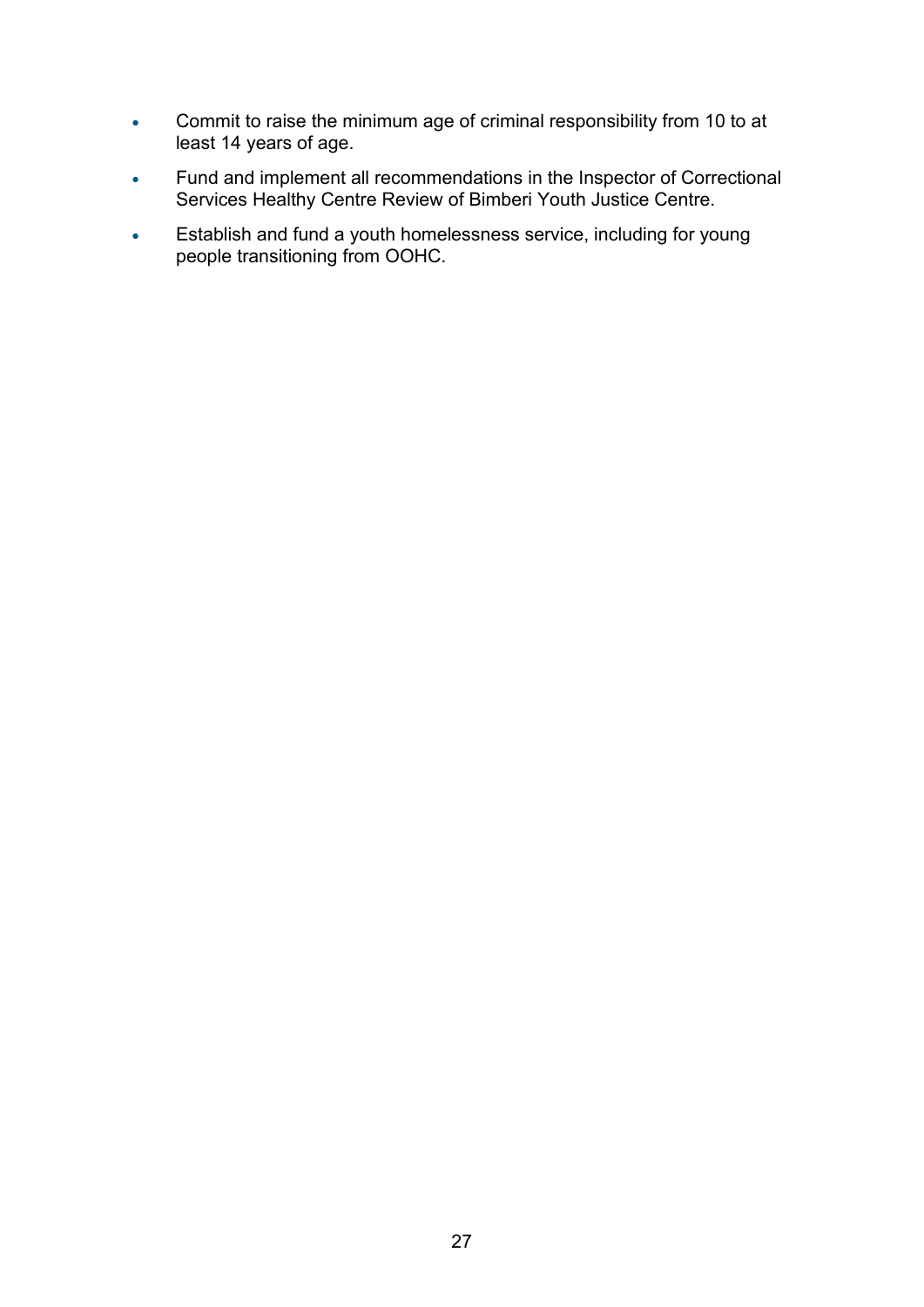- Commit to raise the minimum age of criminal responsibility from 10 to at least 14 years of age.
- Fund and implement all recommendations in the Inspector of Correctional Services Healthy Centre Review of Bimberi Youth Justice Centre.
- Establish and fund a youth homelessness service, including for young people transitioning from OOHC.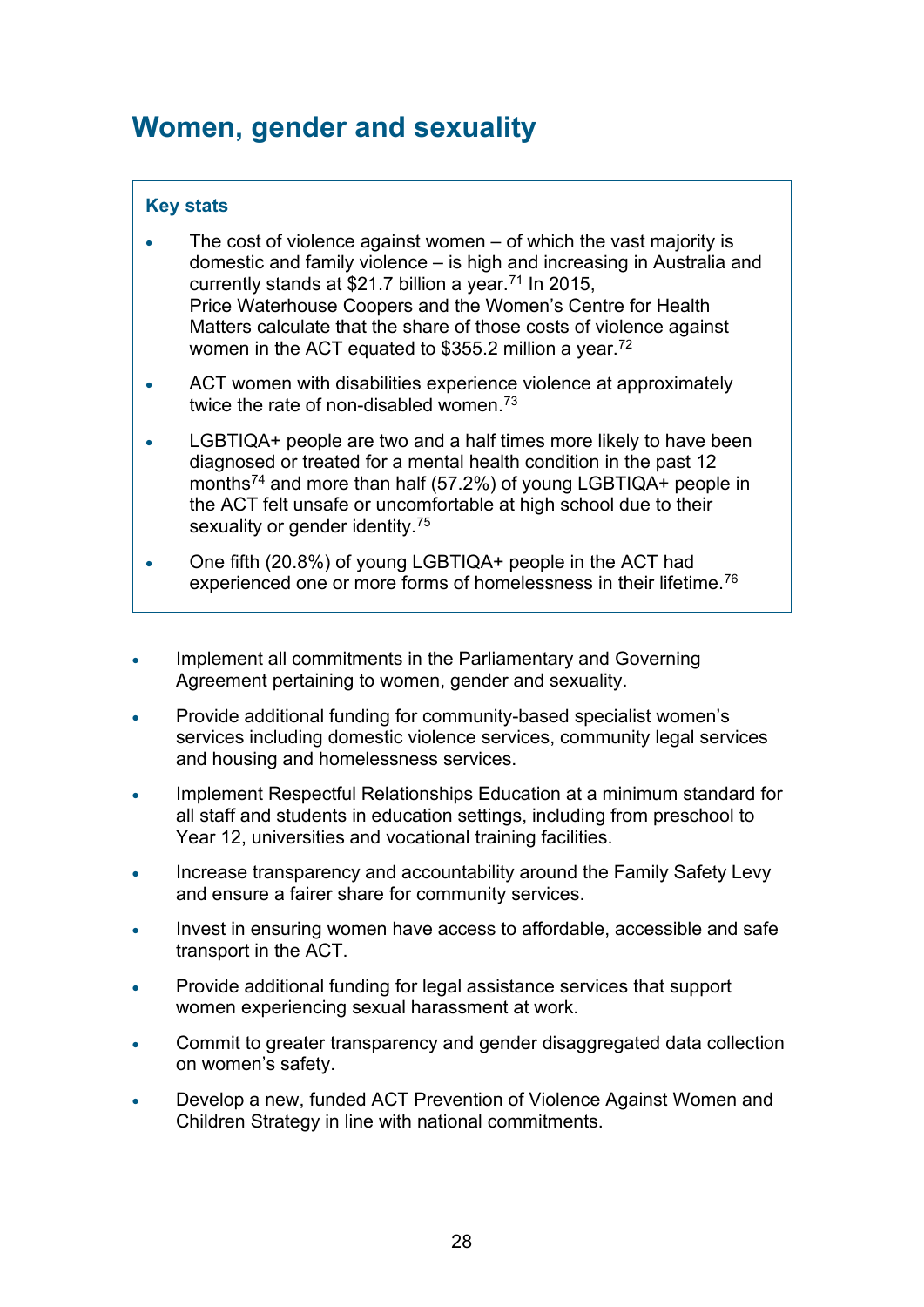# Women, gender and sexuality

**Key stats**

- The cost of violence against women – of which the vast majority is domestic and family violence – is high and increasing in Australia and currently stands at $21.7 billion a year.[71] In 2015, Price Waterhouse Coopers and the Women's Centre for Health Matters calculate that the share of those costs of violence against women in the ACT equated to $355.2 million a year.[72]
- ACT women with disabilities experience violence at approximately twice the rate of non-disabled women.[73]
- LGBTIQA+ people are two and a half times more likely to have been diagnosed or treated for a mental health condition in the past 12 months[74] and more than half (57.2%) of young LGBTIQA+ people in the ACT felt unsafe or uncomfortable at high school due to their sexuality or gender identity.[75]
- One fifth (20.8%) of young LGBTIQA+ people in the ACT had experienced one or more forms of homelessness in their lifetime.[76]

- Implement all commitments in the Parliamentary and Governing Agreement pertaining to women, gender and sexuality.
- Provide additional funding for community-based specialist women's services including domestic violence services, community legal services and housing and homelessness services.
- Implement Respectful Relationships Education at a minimum standard for all staff and students in education settings, including from preschool to Year 12, universities and vocational training facilities.
- Increase transparency and accountability around the Family Safety Levy and ensure a fairer share for community services.
- Invest in ensuring women have access to affordable, accessible and safe transport in the ACT.
- Provide additional funding for legal assistance services that support women experiencing sexual harassment at work.
- Commit to greater transparency and gender disaggregated data collection on women's safety.
- Develop a new, funded ACT Prevention of Violence Against Women and Children Strategy in line with national commitments.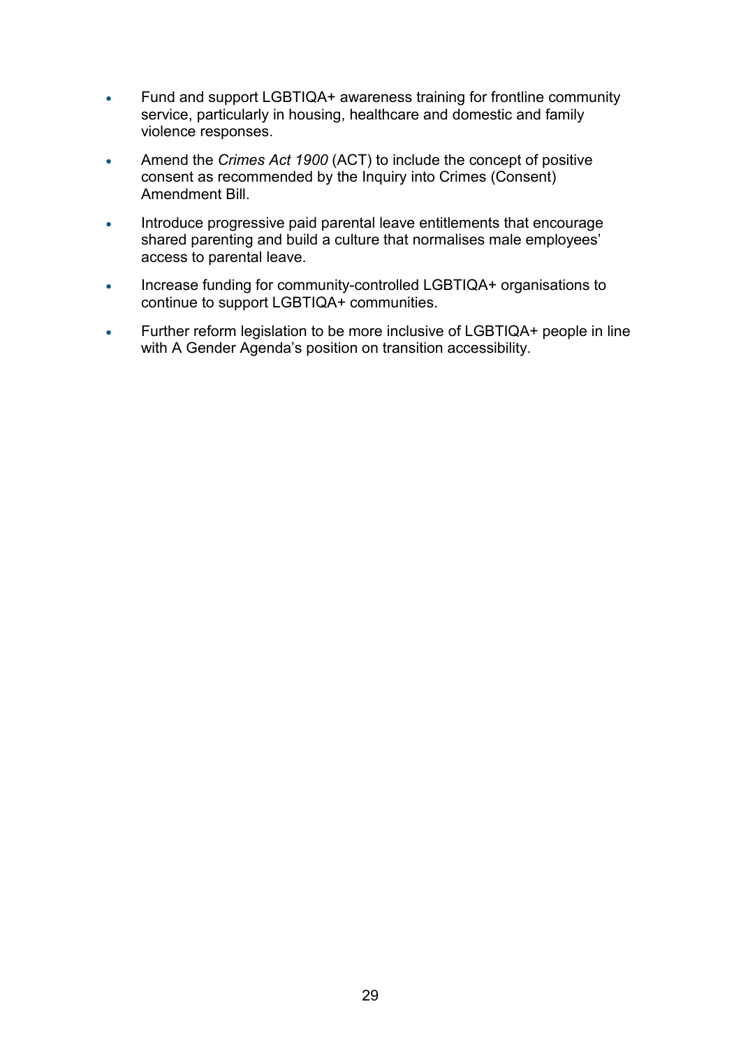- Fund and support LGBTIQA+ awareness training for frontline community service, particularly in housing, healthcare and domestic and family violence responses.
- Amend the *Crimes Act 1900* (ACT) to include the concept of positive consent as recommended by the Inquiry into Crimes (Consent) Amendment Bill.
- Introduce progressive paid parental leave entitlements that encourage shared parenting and build a culture that normalises male employees' access to parental leave.
- Increase funding for community-controlled LGBTIQA+ organisations to continue to support LGBTIQA+ communities.
- Further reform legislation to be more inclusive of LGBTIQA+ people in line with A Gender Agenda's position on transition accessibility.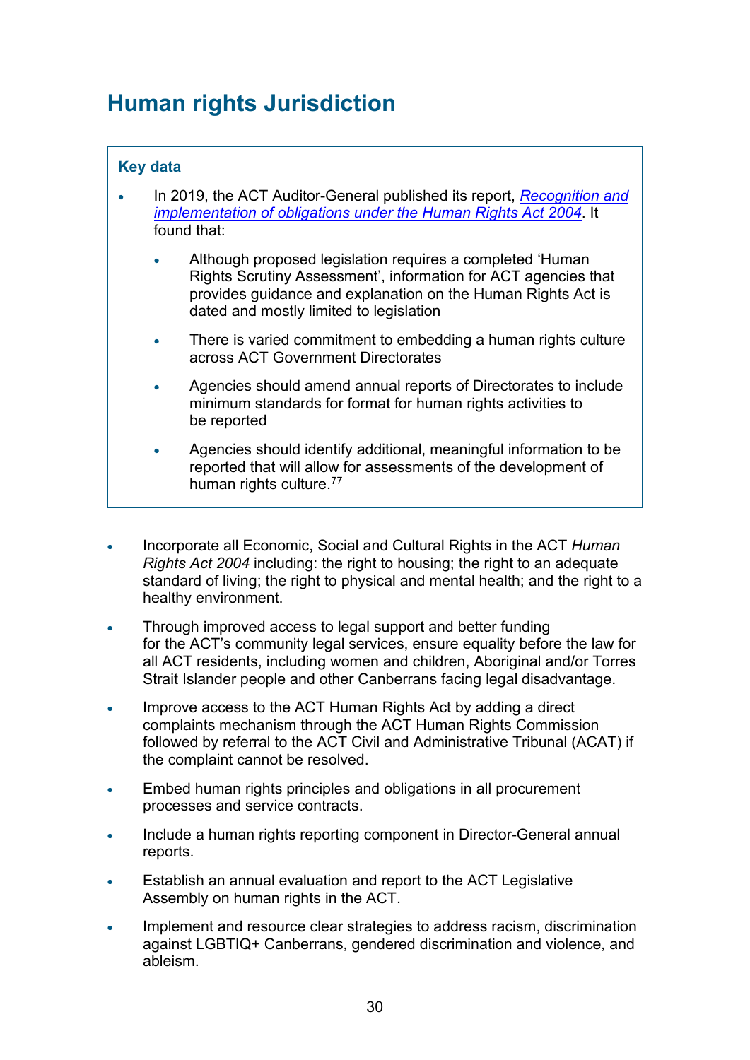# Human rights Jurisdiction

**Key data**

- In 2019, the ACT Auditor-General published its report, *Recognition and implementation of obligations under the Human Rights Act 2004*. It found that:
  - Although proposed legislation requires a completed 'Human Rights Scrutiny Assessment', information for ACT agencies that provides guidance and explanation on the Human Rights Act is dated and mostly limited to legislation
  - There is varied commitment to embedding a human rights culture across ACT Government Directorates
  - Agencies should amend annual reports of Directorates to include minimum standards for format for human rights activities to be reported
  - Agencies should identify additional, meaningful information to be reported that will allow for assessments of the development of human rights culture.[77]

- Incorporate all Economic, Social and Cultural Rights in the ACT *Human Rights Act 2004* including: the right to housing; the right to an adequate standard of living; the right to physical and mental health; and the right to a healthy environment.
- Through improved access to legal support and better funding for the ACT's community legal services, ensure equality before the law for all ACT residents, including women and children, Aboriginal and/or Torres Strait Islander people and other Canberrans facing legal disadvantage.
- Improve access to the ACT Human Rights Act by adding a direct complaints mechanism through the ACT Human Rights Commission followed by referral to the ACT Civil and Administrative Tribunal (ACAT) if the complaint cannot be resolved.
- Embed human rights principles and obligations in all procurement processes and service contracts.
- Include a human rights reporting component in Director-General annual reports.
- Establish an annual evaluation and report to the ACT Legislative Assembly on human rights in the ACT.
- Implement and resource clear strategies to address racism, discrimination against LGBTIQ+ Canberrans, gendered discrimination and violence, and ableism.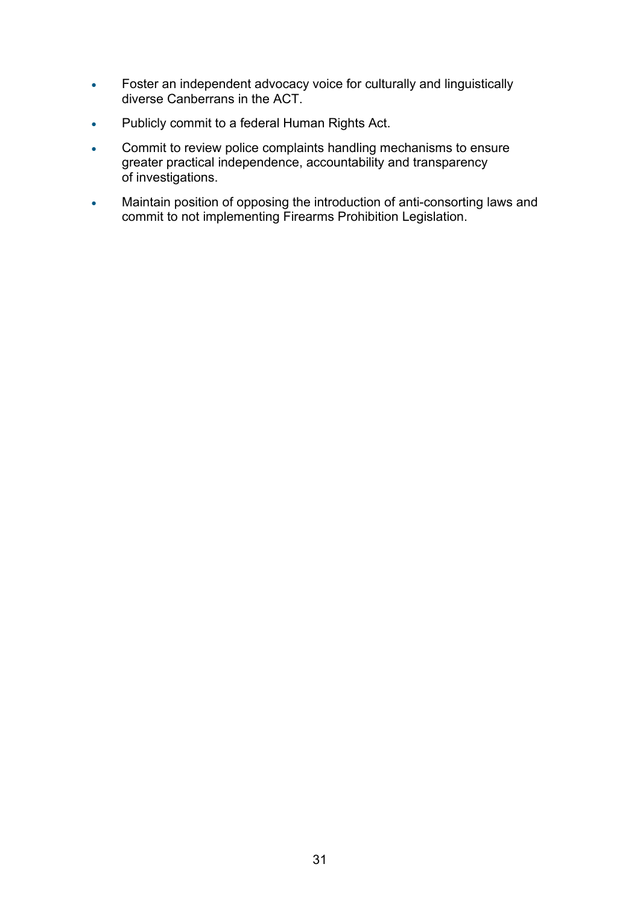- Foster an independent advocacy voice for culturally and linguistically diverse Canberrans in the ACT.
- Publicly commit to a federal Human Rights Act.
- Commit to review police complaints handling mechanisms to ensure greater practical independence, accountability and transparency of investigations.
- Maintain position of opposing the introduction of anti-consorting laws and commit to not implementing Firearms Prohibition Legislation.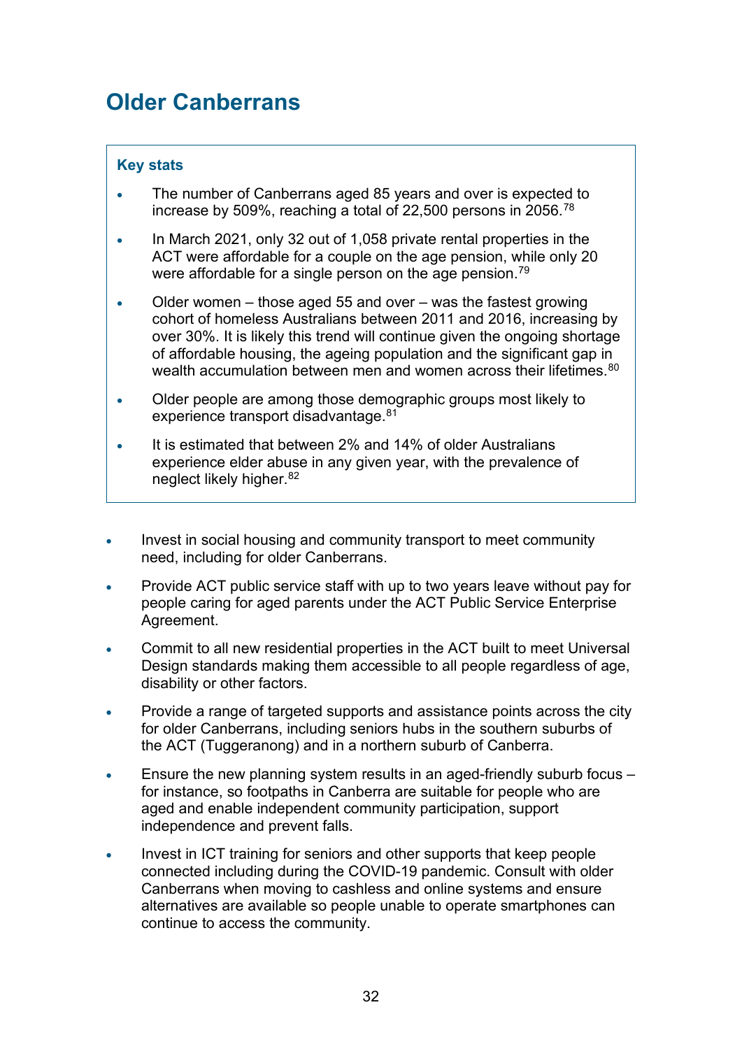# Older Canberrans

**Key stats**

- The number of Canberrans aged 85 years and over is expected to increase by 509%, reaching a total of 22,500 persons in 2056.[78]
- In March 2021, only 32 out of 1,058 private rental properties in the ACT were affordable for a couple on the age pension, while only 20 were affordable for a single person on the age pension.[79]
- Older women – those aged 55 and over – was the fastest growing cohort of homeless Australians between 2011 and 2016, increasing by over 30%. It is likely this trend will continue given the ongoing shortage of affordable housing, the ageing population and the significant gap in wealth accumulation between men and women across their lifetimes.[80]
- Older people are among those demographic groups most likely to experience transport disadvantage.[81]
- It is estimated that between 2% and 14% of older Australians experience elder abuse in any given year, with the prevalence of neglect likely higher.[82]

- Invest in social housing and community transport to meet community need, including for older Canberrans.
- Provide ACT public service staff with up to two years leave without pay for people caring for aged parents under the ACT Public Service Enterprise Agreement.
- Commit to all new residential properties in the ACT built to meet Universal Design standards making them accessible to all people regardless of age, disability or other factors.
- Provide a range of targeted supports and assistance points across the city for older Canberrans, including seniors hubs in the southern suburbs of the ACT (Tuggeranong) and in a northern suburb of Canberra.
- Ensure the new planning system results in an aged-friendly suburb focus – for instance, so footpaths in Canberra are suitable for people who are aged and enable independent community participation, support independence and prevent falls.
- Invest in ICT training for seniors and other supports that keep people connected including during the COVID-19 pandemic. Consult with older Canberrans when moving to cashless and online systems and ensure alternatives are available so people unable to operate smartphones can continue to access the community.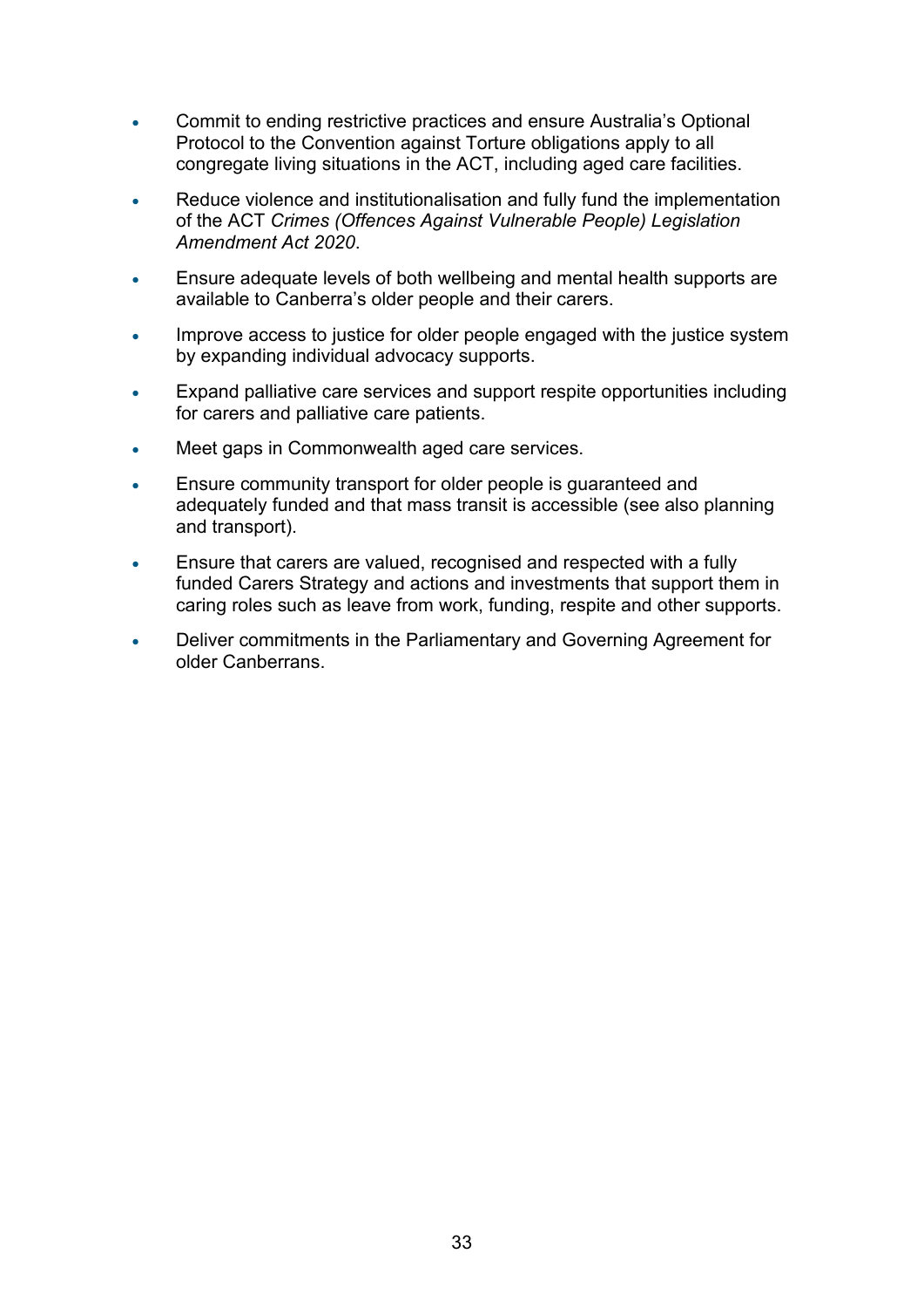- Commit to ending restrictive practices and ensure Australia's Optional Protocol to the Convention against Torture obligations apply to all congregate living situations in the ACT, including aged care facilities.
- Reduce violence and institutionalisation and fully fund the implementation of the ACT *Crimes (Offences Against Vulnerable People) Legislation Amendment Act 2020*.
- Ensure adequate levels of both wellbeing and mental health supports are available to Canberra's older people and their carers.
- Improve access to justice for older people engaged with the justice system by expanding individual advocacy supports.
- Expand palliative care services and support respite opportunities including for carers and palliative care patients.
- Meet gaps in Commonwealth aged care services.
- Ensure community transport for older people is guaranteed and adequately funded and that mass transit is accessible (see also planning and transport).
- Ensure that carers are valued, recognised and respected with a fully funded Carers Strategy and actions and investments that support them in caring roles such as leave from work, funding, respite and other supports.
- Deliver commitments in the Parliamentary and Governing Agreement for older Canberrans.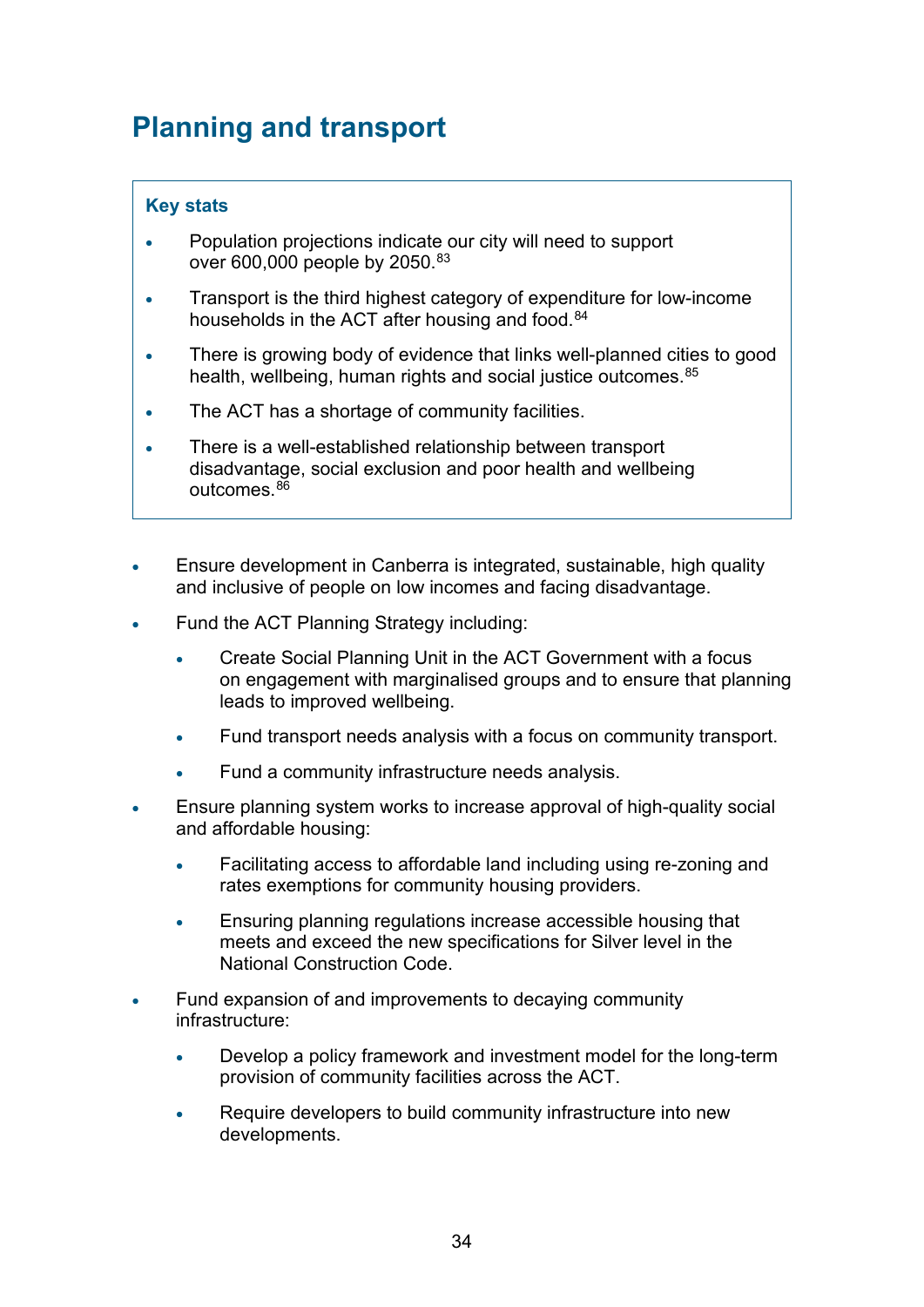# Planning and transport

**Key stats**

- Population projections indicate our city will need to support over 600,000 people by 2050.[83]
- Transport is the third highest category of expenditure for low-income households in the ACT after housing and food.[84]
- There is growing body of evidence that links well-planned cities to good health, wellbeing, human rights and social justice outcomes.[85]
- The ACT has a shortage of community facilities.
- There is a well-established relationship between transport disadvantage, social exclusion and poor health and wellbeing outcomes.[86]

- Ensure development in Canberra is integrated, sustainable, high quality and inclusive of people on low incomes and facing disadvantage.
- Fund the ACT Planning Strategy including:
    - Create Social Planning Unit in the ACT Government with a focus on engagement with marginalised groups and to ensure that planning leads to improved wellbeing.
    - Fund transport needs analysis with a focus on community transport.
    - Fund a community infrastructure needs analysis.
- Ensure planning system works to increase approval of high-quality social and affordable housing:
    - Facilitating access to affordable land including using re-zoning and rates exemptions for community housing providers.
    - Ensuring planning regulations increase accessible housing that meets and exceed the new specifications for Silver level in the National Construction Code.
- Fund expansion of and improvements to decaying community infrastructure:
    - Develop a policy framework and investment model for the long-term provision of community facilities across the ACT.
    - Require developers to build community infrastructure into new developments.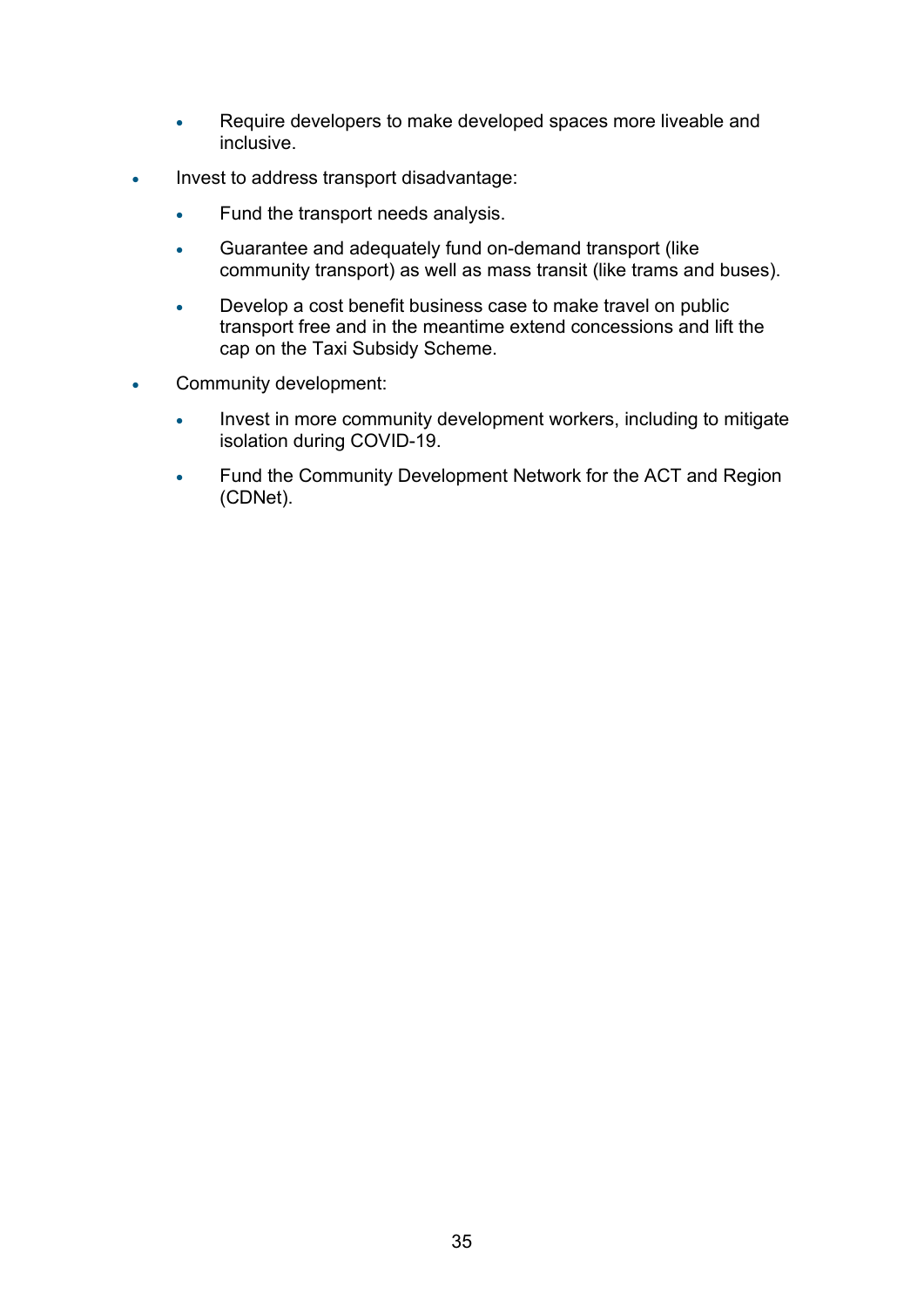- Require developers to make developed spaces more liveable and inclusive.
- Invest to address transport disadvantage:
    - Fund the transport needs analysis.
    - Guarantee and adequately fund on-demand transport (like community transport) as well as mass transit (like trams and buses).
    - Develop a cost benefit business case to make travel on public transport free and in the meantime extend concessions and lift the cap on the Taxi Subsidy Scheme.
- Community development:
    - Invest in more community development workers, including to mitigate isolation during COVID-19.
    - Fund the Community Development Network for the ACT and Region (CDNet).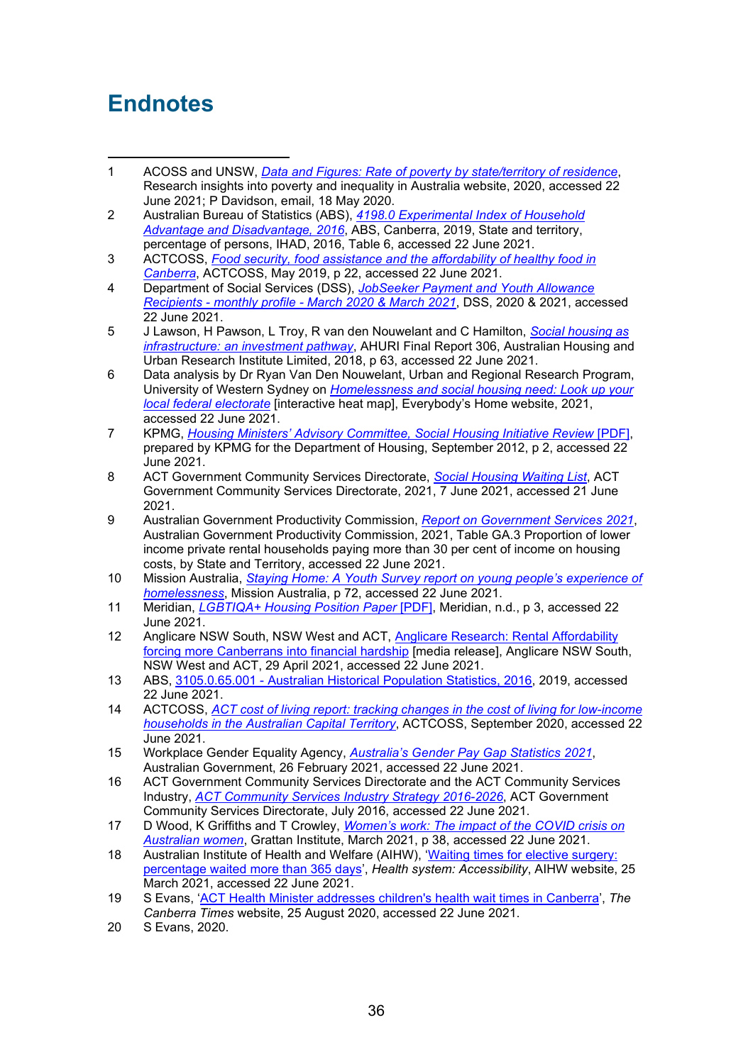# Endnotes

1. ACOSS and UNSW, *Data and Figures: Rate of poverty by state/territory of residence*, Research insights into poverty and inequality in Australia website, 2020, accessed 22 June 2021; P Davidson, email, 18 May 2020.
2. Australian Bureau of Statistics (ABS), *4198.0 Experimental Index of Household Advantage and Disadvantage, 2016*, ABS, Canberra, 2019, State and territory, percentage of persons, IHAD, 2016, Table 6, accessed 22 June 2021.
3. ACTCOSS, *Food security, food assistance and the affordability of healthy food in Canberra*, ACTCOSS, May 2019, p 22, accessed 22 June 2021.
4. Department of Social Services (DSS), *JobSeeker Payment and Youth Allowance Recipients - monthly profile - March 2020 & March 2021*, DSS, 2020 & 2021, accessed 22 June 2021.
5. J Lawson, H Pawson, L Troy, R van den Nouwelant and C Hamilton, *Social housing as infrastructure: an investment pathway*, AHURI Final Report 306, Australian Housing and Urban Research Institute Limited, 2018, p 63, accessed 22 June 2021.
6. Data analysis by Dr Ryan Van Den Nouwelant, Urban and Regional Research Program, University of Western Sydney on *Homelessness and social housing need: Look up your local federal electorate* [interactive heat map], Everybody's Home website, 2021, accessed 22 June 2021.
7. KPMG, *Housing Ministers' Advisory Committee, Social Housing Initiative Review* [PDF], prepared by KPMG for the Department of Housing, September 2012, p 2, accessed 22 June 2021.
8. ACT Government Community Services Directorate, *Social Housing Waiting List*, ACT Government Community Services Directorate, 2021, 7 June 2021, accessed 21 June 2021.
9. Australian Government Productivity Commission, *Report on Government Services 2021*, Australian Government Productivity Commission, 2021, Table GA.3 Proportion of lower income private rental households paying more than 30 per cent of income on housing costs, by State and Territory, accessed 22 June 2021.
10. Mission Australia, *Staying Home: A Youth Survey report on young people's experience of homelessness*, Mission Australia, p 72, accessed 22 June 2021.
11. Meridian, *LGBTIQA+ Housing Position Paper* [PDF], Meridian, n.d., p 3, accessed 22 June 2021.
12. Anglicare NSW South, NSW West and ACT, Anglicare Research: Rental Affordability forcing more Canberrans into financial hardship [media release], Anglicare NSW South, NSW West and ACT, 29 April 2021, accessed 22 June 2021.
13. ABS, 3105.0.65.001 - Australian Historical Population Statistics, 2016, 2019, accessed 22 June 2021.
14. ACTCOSS, *ACT cost of living report: tracking changes in the cost of living for low-income households in the Australian Capital Territory*, ACTCOSS, September 2020, accessed 22 June 2021.
15. Workplace Gender Equality Agency, *Australia's Gender Pay Gap Statistics 2021*, Australian Government, 26 February 2021, accessed 22 June 2021.
16. ACT Government Community Services Directorate and the ACT Community Services Industry, *ACT Community Services Industry Strategy 2016-2026*, ACT Government Community Services Directorate, July 2016, accessed 22 June 2021.
17. D Wood, K Griffiths and T Crowley, *Women's work: The impact of the COVID crisis on Australian women*, Grattan Institute, March 2021, p 38, accessed 22 June 2021.
18. Australian Institute of Health and Welfare (AIHW), 'Waiting times for elective surgery: percentage waited more than 365 days', *Health system: Accessibility*, AIHW website, 25 March 2021, accessed 22 June 2021.
19. S Evans, 'ACT Health Minister addresses children's health wait times in Canberra', *The Canberra Times* website, 25 August 2020, accessed 22 June 2021.
20. S Evans, 2020.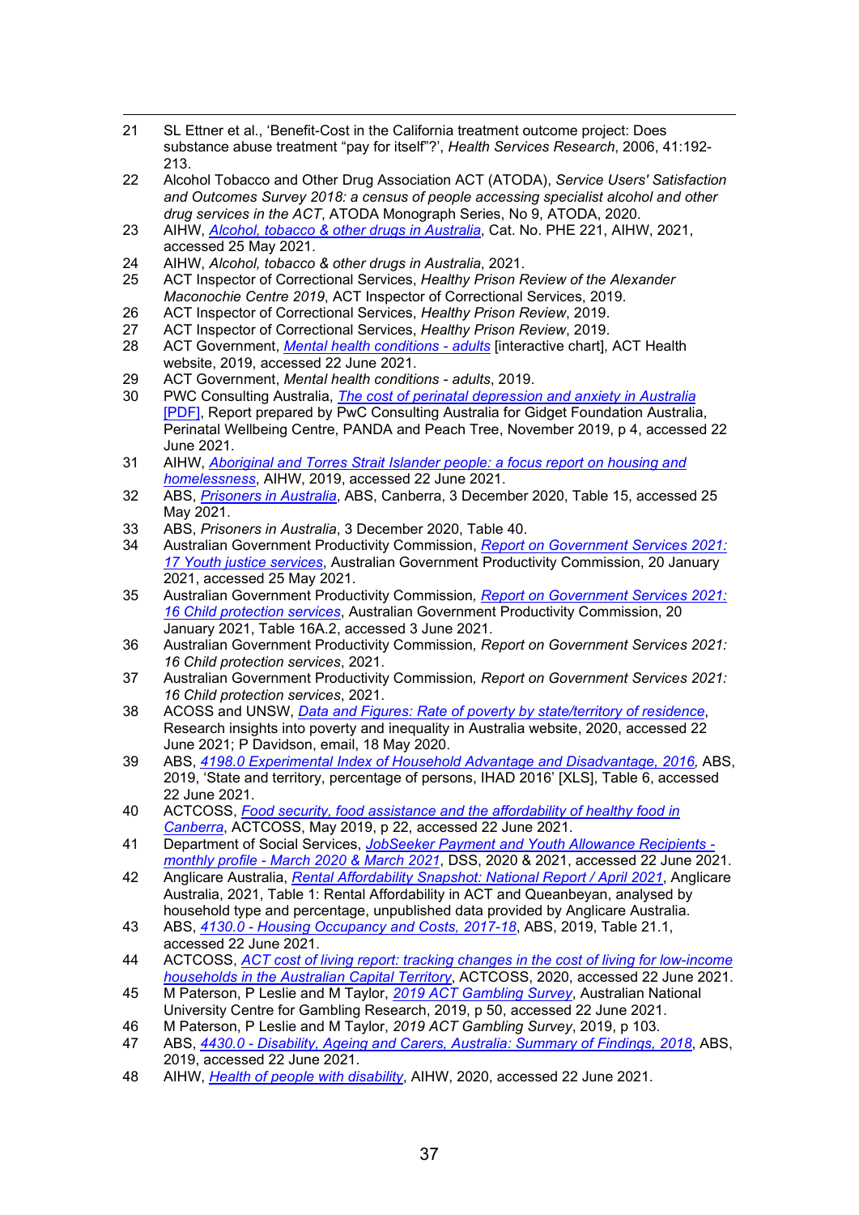21 SL Ettner et al., 'Benefit-Cost in the California treatment outcome project: Does substance abuse treatment "pay for itself"?', *Health Services Research*, 2006, 41:192-213.

22 Alcohol Tobacco and Other Drug Association ACT (ATODA), *Service Users' Satisfaction and Outcomes Survey 2018: a census of people accessing specialist alcohol and other drug services in the ACT*, ATODA Monograph Series, No 9, ATODA, 2020.

23 AIHW, *Alcohol, tobacco & other drugs in Australia*, Cat. No. PHE 221, AIHW, 2021, accessed 25 May 2021.

24 AIHW, *Alcohol, tobacco & other drugs in Australia*, 2021.

25 ACT Inspector of Correctional Services, *Healthy Prison Review of the Alexander Maconochie Centre 2019*, ACT Inspector of Correctional Services, 2019.

26 ACT Inspector of Correctional Services, *Healthy Prison Review*, 2019.

27 ACT Inspector of Correctional Services, *Healthy Prison Review*, 2019.

28 ACT Government, *Mental health conditions - adults* [interactive chart], ACT Health website, 2019, accessed 22 June 2021.

29 ACT Government, *Mental health conditions - adults*, 2019.

30 PWC Consulting Australia, *The cost of perinatal depression and anxiety in Australia* [PDF], Report prepared by PwC Consulting Australia for Gidget Foundation Australia, Perinatal Wellbeing Centre, PANDA and Peach Tree, November 2019, p 4, accessed 22 June 2021.

31 AIHW, *Aboriginal and Torres Strait Islander people: a focus report on housing and homelessness*, AIHW, 2019, accessed 22 June 2021.

32 ABS, *Prisoners in Australia*, ABS, Canberra, 3 December 2020, Table 15, accessed 25 May 2021.

33 ABS, *Prisoners in Australia*, 3 December 2020, Table 40.

34 Australian Government Productivity Commission, *Report on Government Services 2021: 17 Youth justice services*, Australian Government Productivity Commission, 20 January 2021, accessed 25 May 2021.

35 Australian Government Productivity Commission, *Report on Government Services 2021: 16 Child protection services*, Australian Government Productivity Commission, 20 January 2021, Table 16A.2, accessed 3 June 2021.

36 Australian Government Productivity Commission, *Report on Government Services 2021: 16 Child protection services*, 2021.

37 Australian Government Productivity Commission, *Report on Government Services 2021: 16 Child protection services*, 2021.

38 ACOSS and UNSW, *Data and Figures: Rate of poverty by state/territory of residence*, Research insights into poverty and inequality in Australia website, 2020, accessed 22 June 2021; P Davidson, email, 18 May 2020.

39 ABS, *4198.0 Experimental Index of Household Advantage and Disadvantage, 2016*, ABS, 2019, 'State and territory, percentage of persons, IHAD 2016' [XLS], Table 6, accessed 22 June 2021.

40 ACTCOSS, *Food security, food assistance and the affordability of healthy food in Canberra*, ACTCOSS, May 2019, p 22, accessed 22 June 2021.

41 Department of Social Services, *JobSeeker Payment and Youth Allowance Recipients - monthly profile - March 2020 & March 2021*, DSS, 2020 & 2021, accessed 22 June 2021.

42 Anglicare Australia, *Rental Affordability Snapshot: National Report / April 2021*, Anglicare Australia, 2021, Table 1: Rental Affordability in ACT and Queanbeyan, analysed by household type and percentage, unpublished data provided by Anglicare Australia.

43 ABS, *4130.0 - Housing Occupancy and Costs, 2017-18*, ABS, 2019, Table 21.1, accessed 22 June 2021.

44 ACTCOSS, *ACT cost of living report: tracking changes in the cost of living for low-income households in the Australian Capital Territory*, ACTCOSS, 2020, accessed 22 June 2021.

45 M Paterson, P Leslie and M Taylor, *2019 ACT Gambling Survey*, Australian National University Centre for Gambling Research, 2019, p 50, accessed 22 June 2021.

46 M Paterson, P Leslie and M Taylor, *2019 ACT Gambling Survey*, 2019, p 103.

47 ABS, *4430.0 - Disability, Ageing and Carers, Australia: Summary of Findings, 2018*, ABS, 2019, accessed 22 June 2021.

48 AIHW, *Health of people with disability*, AIHW, 2020, accessed 22 June 2021.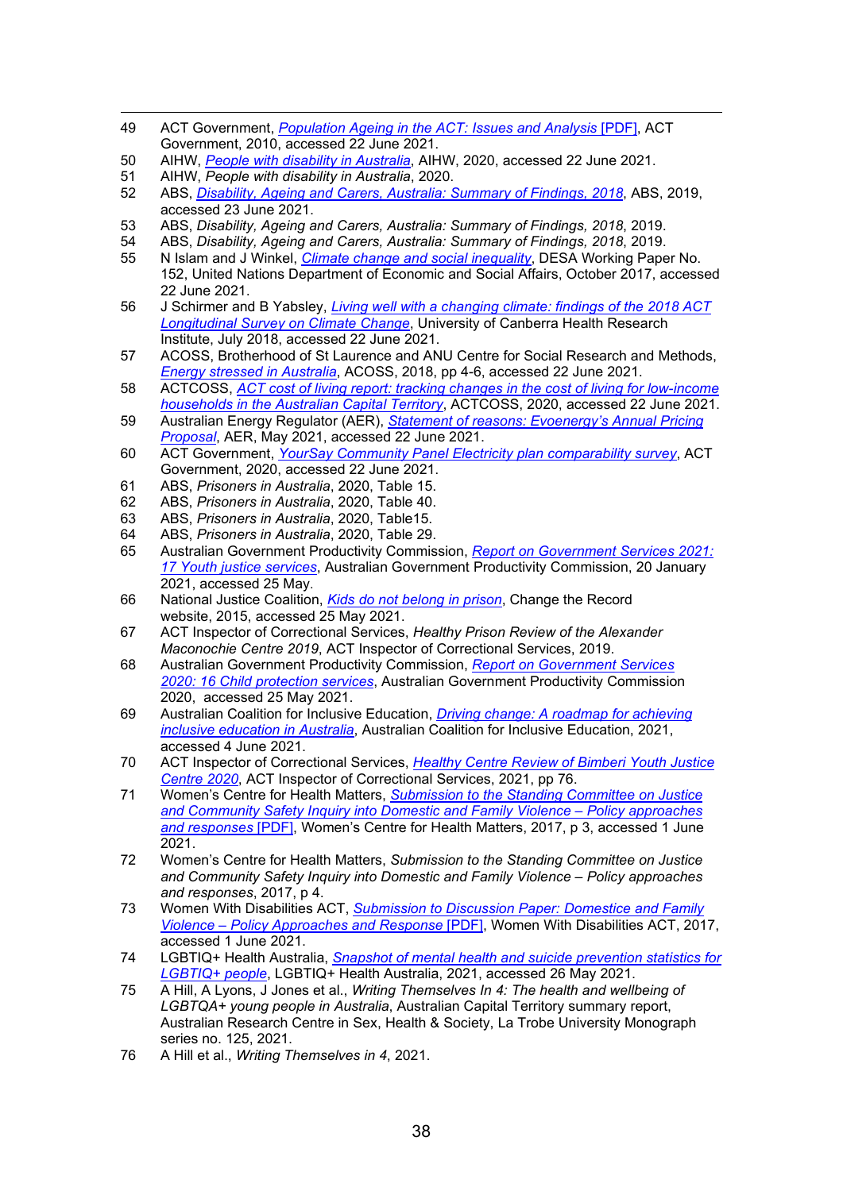49 ACT Government, *Population Ageing in the ACT: Issues and Analysis* [PDF], ACT Government, 2010, accessed 22 June 2021.

50 AIHW, *People with disability in Australia*, AIHW, 2020, accessed 22 June 2021.

51 AIHW, *People with disability in Australia*, 2020.

52 ABS, *Disability, Ageing and Carers, Australia: Summary of Findings, 2018*, ABS, 2019, accessed 23 June 2021.

53 ABS, *Disability, Ageing and Carers, Australia: Summary of Findings, 2018*, 2019.

54 ABS, *Disability, Ageing and Carers, Australia: Summary of Findings, 2018*, 2019.

55 N Islam and J Winkel, *Climate change and social inequality*, DESA Working Paper No. 152, United Nations Department of Economic and Social Affairs, October 2017, accessed 22 June 2021.

56 J Schirmer and B Yabsley, *Living well with a changing climate: findings of the 2018 ACT Longitudinal Survey on Climate Change*, University of Canberra Health Research Institute, July 2018, accessed 22 June 2021.

57 ACOSS, Brotherhood of St Laurence and ANU Centre for Social Research and Methods, *Energy stressed in Australia*, ACOSS, 2018, pp 4-6, accessed 22 June 2021.

58 ACTCOSS, *ACT cost of living report: tracking changes in the cost of living for low-income households in the Australian Capital Territory*, ACTCOSS, 2020, accessed 22 June 2021.

59 Australian Energy Regulator (AER), *Statement of reasons: Evoenergy's Annual Pricing Proposal*, AER, May 2021, accessed 22 June 2021.

60 ACT Government, *YourSay Community Panel Electricity plan comparability survey*, ACT Government, 2020, accessed 22 June 2021.

61 ABS, *Prisoners in Australia*, 2020, Table 15.

62 ABS, *Prisoners in Australia*, 2020, Table 40.

63 ABS, *Prisoners in Australia*, 2020, Table15.

64 ABS, *Prisoners in Australia*, 2020, Table 29.

65 Australian Government Productivity Commission, *Report on Government Services 2021: 17 Youth justice services*, Australian Government Productivity Commission, 20 January 2021, accessed 25 May.

66 National Justice Coalition, *Kids do not belong in prison*, Change the Record website, 2015, accessed 25 May 2021.

67 ACT Inspector of Correctional Services, *Healthy Prison Review of the Alexander Maconochie Centre 2019*, ACT Inspector of Correctional Services, 2019.

68 Australian Government Productivity Commission, *Report on Government Services 2020: 16 Child protection services*, Australian Government Productivity Commission 2020, accessed 25 May 2021.

69 Australian Coalition for Inclusive Education, *Driving change: A roadmap for achieving inclusive education in Australia*, Australian Coalition for Inclusive Education, 2021, accessed 4 June 2021.

70 ACT Inspector of Correctional Services, *Healthy Centre Review of Bimberi Youth Justice Centre 2020*, ACT Inspector of Correctional Services, 2021, pp 76.

71 Women's Centre for Health Matters, *Submission to the Standing Committee on Justice and Community Safety Inquiry into Domestic and Family Violence – Policy approaches and responses* [PDF], Women's Centre for Health Matters, 2017, p 3, accessed 1 June 2021.

72 Women's Centre for Health Matters, *Submission to the Standing Committee on Justice and Community Safety Inquiry into Domestic and Family Violence – Policy approaches and responses*, 2017, p 4.

73 Women With Disabilities ACT, *Submission to Discussion Paper: Domestic and Family Violence – Policy Approaches and Response* [PDF], Women With Disabilities ACT, 2017, accessed 1 June 2021.

74 LGBTIQ+ Health Australia, *Snapshot of mental health and suicide prevention statistics for LGBTIQ+ people*, LGBTIQ+ Health Australia, 2021, accessed 26 May 2021.

75 A Hill, A Lyons, J Jones et al., *Writing Themselves In 4: The health and wellbeing of LGBTQA+ young people in Australia*, Australian Capital Territory summary report, Australian Research Centre in Sex, Health & Society, La Trobe University Monograph series no. 125, 2021.

76 A Hill et al., *Writing Themselves in 4*, 2021.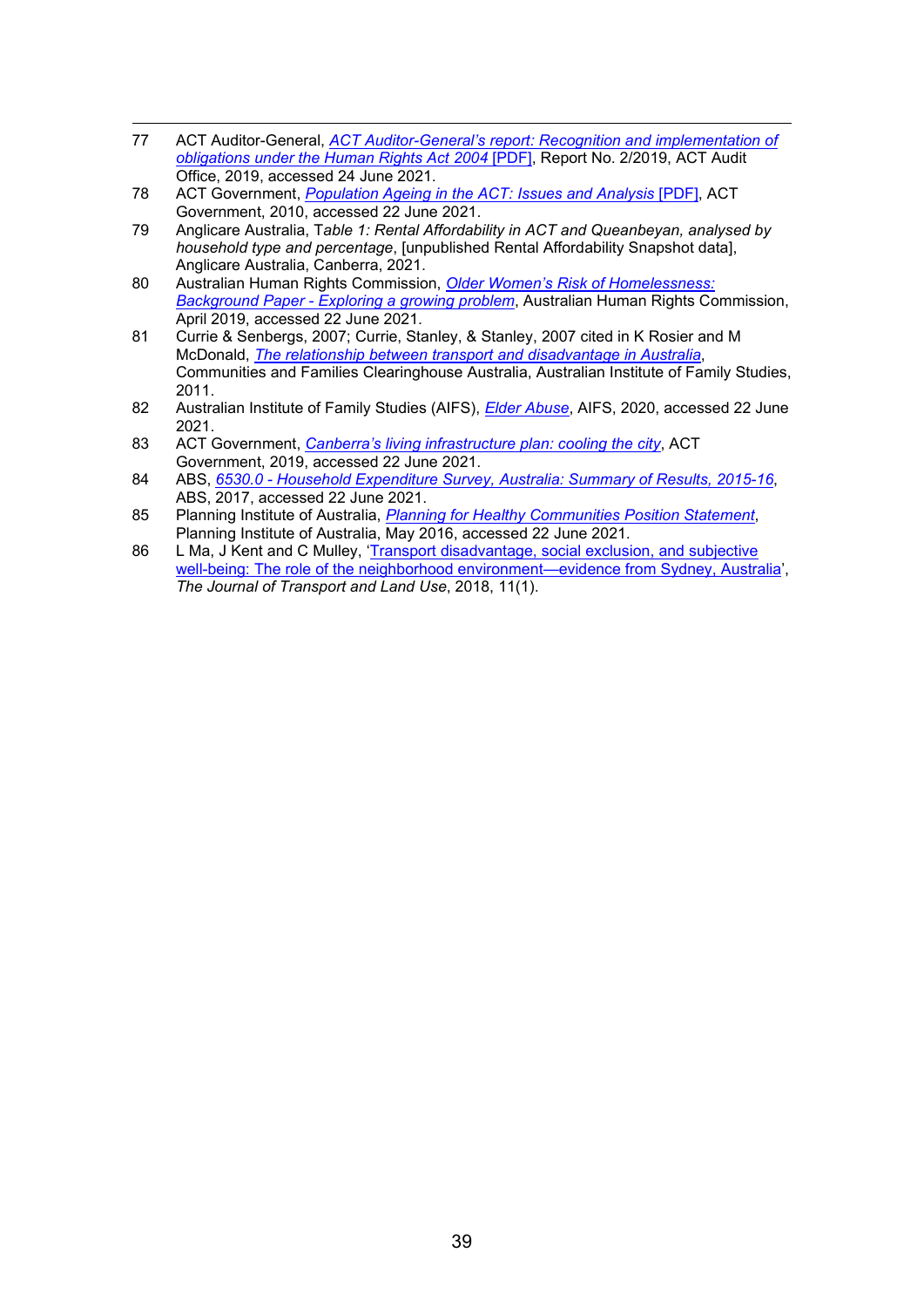77 ACT Auditor-General, *ACT Auditor-General's report: Recognition and implementation of obligations under the Human Rights Act 2004* [PDF], Report No. 2/2019, ACT Audit Office, 2019, accessed 24 June 2021.

78 ACT Government, *Population Ageing in the ACT: Issues and Analysis* [PDF], ACT Government, 2010, accessed 22 June 2021.

79 Anglicare Australia, T*able 1: Rental Affordability in ACT and Queanbeyan, analysed by household type and percentage*, [unpublished Rental Affordability Snapshot data], Anglicare Australia, Canberra, 2021.

80 Australian Human Rights Commission, *Older Women's Risk of Homelessness: Background Paper - Exploring a growing problem*, Australian Human Rights Commission, April 2019, accessed 22 June 2021.

81 Currie & Senbergs, 2007; Currie, Stanley, & Stanley, 2007 cited in K Rosier and M McDonald, *The relationship between transport and disadvantage in Australia*, Communities and Families Clearinghouse Australia, Australian Institute of Family Studies, 2011.

82 Australian Institute of Family Studies (AIFS), *Elder Abuse*, AIFS, 2020, accessed 22 June 2021.

83 ACT Government, *Canberra's living infrastructure plan: cooling the city*, ACT Government, 2019, accessed 22 June 2021.

84 ABS, *6530.0 - Household Expenditure Survey, Australia: Summary of Results, 2015-16*, ABS, 2017, accessed 22 June 2021.

85 Planning Institute of Australia, *Planning for Healthy Communities Position Statement*, Planning Institute of Australia, May 2016, accessed 22 June 2021.

86 L Ma, J Kent and C Mulley, 'Transport disadvantage, social exclusion, and subjective well-being: The role of the neighborhood environment—evidence from Sydney, Australia', *The Journal of Transport and Land Use*, 2018, 11(1).